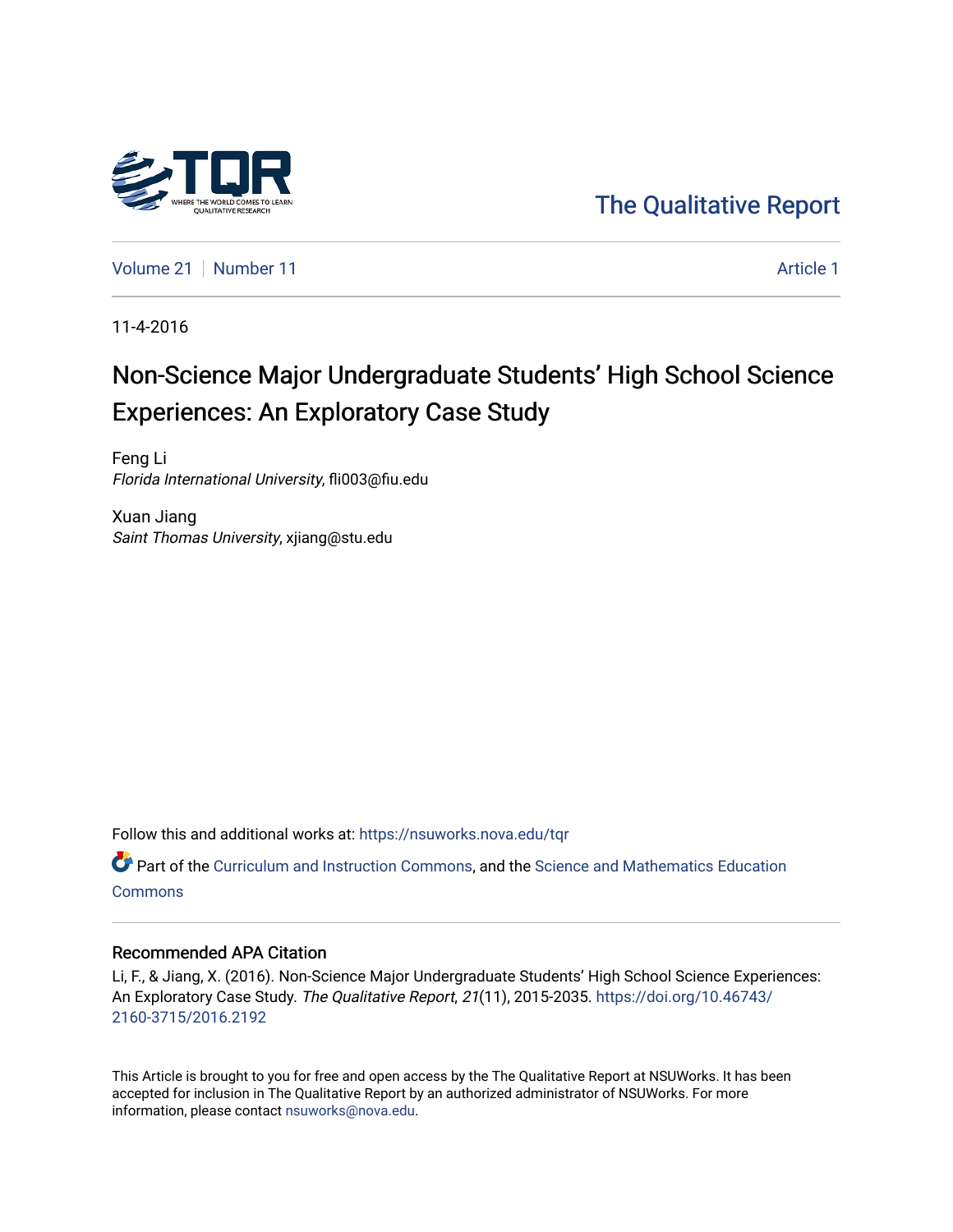The Qualitative Report

Volume 21 | Number 11 | Article 1

11-4-2016

# Non-Science Major Undergraduate Students' High School Science Experiences: An Exploratory Case Study

Feng Li
*Florida International University*, fli003@fiu.edu

Xuan Jiang
*Saint Thomas University*, xjiang@stu.edu

Follow this and additional works at: https://nsuworks.nova.edu/tqr

Part of the Curriculum and Instruction Commons, and the Science and Mathematics Education Commons

## Recommended APA Citation

Li, F., & Jiang, X. (2016). Non-Science Major Undergraduate Students' High School Science Experiences: An Exploratory Case Study. *The Qualitative Report*, *21*(11), 2015-2035. https://doi.org/10.46743/2160-3715/2016.2192

This Article is brought to you for free and open access by the The Qualitative Report at NSUWorks. It has been accepted for inclusion in The Qualitative Report by an authorized administrator of NSUWorks. For more information, please contact nsuworks@nova.edu.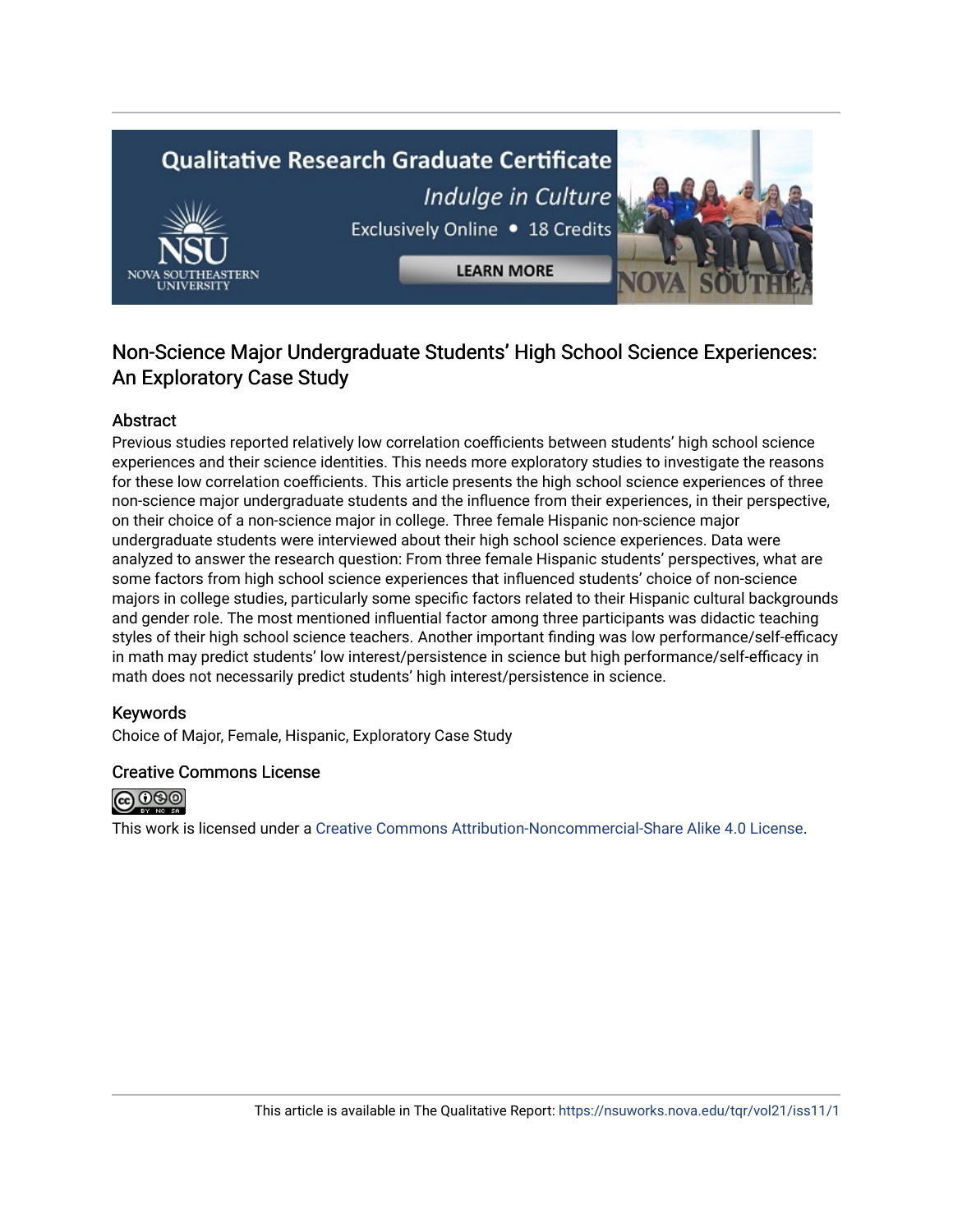# Non-Science Major Undergraduate Students' High School Science Experiences: An Exploratory Case Study

## Abstract

Previous studies reported relatively low correlation coefficients between students' high school science experiences and their science identities. This needs more exploratory studies to investigate the reasons for these low correlation coefficients. This article presents the high school science experiences of three non-science major undergraduate students and the influence from their experiences, in their perspective, on their choice of a non-science major in college. Three female Hispanic non-science major undergraduate students were interviewed about their high school science experiences. Data were analyzed to answer the research question: From three female Hispanic students' perspectives, what are some factors from high school science experiences that influenced students' choice of non-science majors in college studies, particularly some specific factors related to their Hispanic cultural backgrounds and gender role. The most mentioned influential factor among three participants was didactic teaching styles of their high school science teachers. Another important finding was low performance/self-efficacy in math may predict students' low interest/persistence in science but high performance/self-efficacy in math does not necessarily predict students' high interest/persistence in science.

## Keywords

Choice of Major, Female, Hispanic, Exploratory Case Study

## Creative Commons License

This work is licensed under a Creative Commons Attribution-Noncommercial-Share Alike 4.0 License.

This article is available in The Qualitative Report: https://nsuworks.nova.edu/tqr/vol21/iss11/1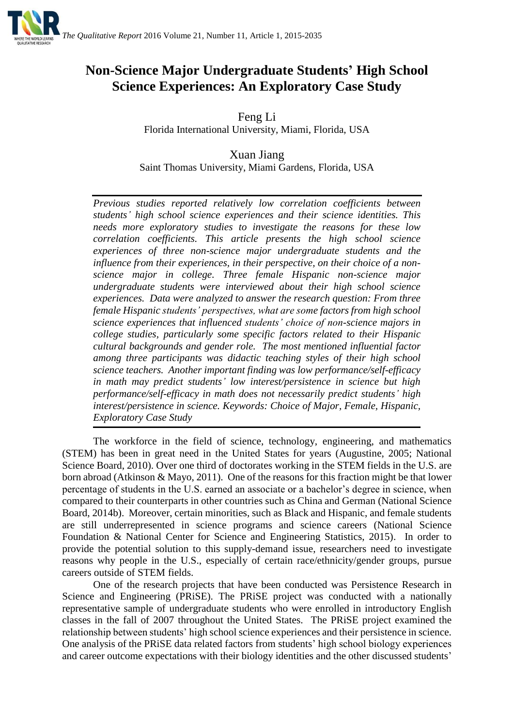# Non-Science Major Undergraduate Students' High School Science Experiences: An Exploratory Case Study

Feng Li
Florida International University, Miami, Florida, USA

Xuan Jiang
Saint Thomas University, Miami Gardens, Florida, USA

*Previous studies reported relatively low correlation coefficients between students' high school science experiences and their science identities. This needs more exploratory studies to investigate the reasons for these low correlation coefficients. This article presents the high school science experiences of three non-science major undergraduate students and the influence from their experiences, in their perspective, on their choice of a non-science major in college. Three female Hispanic non-science major undergraduate students were interviewed about their high school science experiences. Data were analyzed to answer the research question: From three female Hispanic students' perspectives, what are some factors from high school science experiences that influenced students' choice of non-science majors in college studies, particularly some specific factors related to their Hispanic cultural backgrounds and gender role. The most mentioned influential factor among three participants was didactic teaching styles of their high school science teachers. Another important finding was low performance/self-efficacy in math may predict students' low interest/persistence in science but high performance/self-efficacy in math does not necessarily predict students' high interest/persistence in science. Keywords: Choice of Major, Female, Hispanic, Exploratory Case Study*

The workforce in the field of science, technology, engineering, and mathematics (STEM) has been in great need in the United States for years (Augustine, 2005; National Science Board, 2010). Over one third of doctorates working in the STEM fields in the U.S. are born abroad (Atkinson & Mayo, 2011). One of the reasons for this fraction might be that lower percentage of students in the U.S. earned an associate or a bachelor's degree in science, when compared to their counterparts in other countries such as China and German (National Science Board, 2014b). Moreover, certain minorities, such as Black and Hispanic, and female students are still underrepresented in science programs and science careers (National Science Foundation & National Center for Science and Engineering Statistics, 2015). In order to provide the potential solution to this supply-demand issue, researchers need to investigate reasons why people in the U.S., especially of certain race/ethnicity/gender groups, pursue careers outside of STEM fields.

One of the research projects that have been conducted was Persistence Research in Science and Engineering (PRiSE). The PRiSE project was conducted with a nationally representative sample of undergraduate students who were enrolled in introductory English classes in the fall of 2007 throughout the United States. The PRiSE project examined the relationship between students' high school science experiences and their persistence in science. One analysis of the PRiSE data related factors from students' high school biology experiences and career outcome expectations with their biology identities and the other discussed students'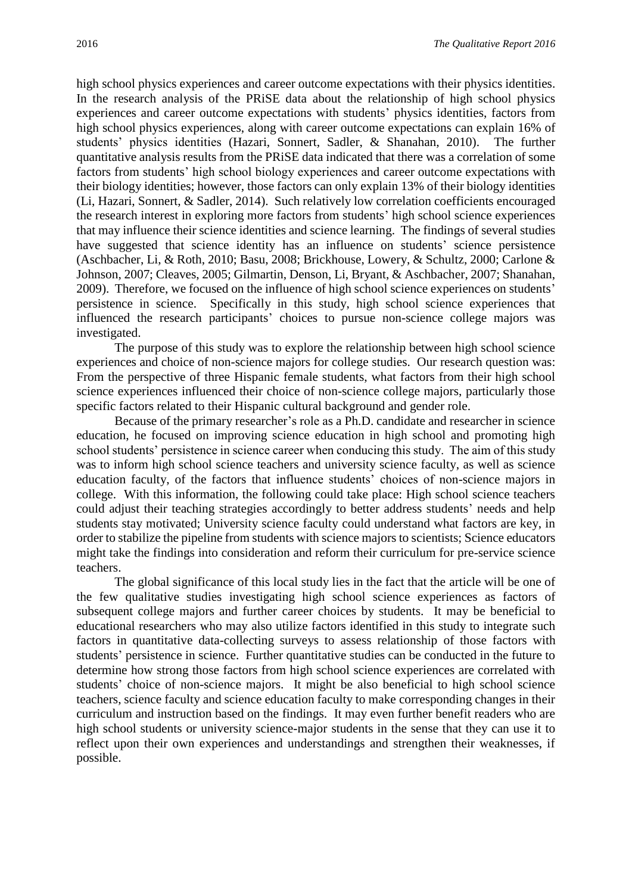high school physics experiences and career outcome expectations with their physics identities. In the research analysis of the PRiSE data about the relationship of high school physics experiences and career outcome expectations with students' physics identities, factors from high school physics experiences, along with career outcome expectations can explain 16% of students' physics identities (Hazari, Sonnert, Sadler, & Shanahan, 2010). The further quantitative analysis results from the PRiSE data indicated that there was a correlation of some factors from students' high school biology experiences and career outcome expectations with their biology identities; however, those factors can only explain 13% of their biology identities (Li, Hazari, Sonnert, & Sadler, 2014). Such relatively low correlation coefficients encouraged the research interest in exploring more factors from students' high school science experiences that may influence their science identities and science learning. The findings of several studies have suggested that science identity has an influence on students' science persistence (Aschbacher, Li, & Roth, 2010; Basu, 2008; Brickhouse, Lowery, & Schultz, 2000; Carlone & Johnson, 2007; Cleaves, 2005; Gilmartin, Denson, Li, Bryant, & Aschbacher, 2007; Shanahan, 2009). Therefore, we focused on the influence of high school science experiences on students' persistence in science. Specifically in this study, high school science experiences that influenced the research participants' choices to pursue non-science college majors was investigated.

The purpose of this study was to explore the relationship between high school science experiences and choice of non-science majors for college studies. Our research question was: From the perspective of three Hispanic female students, what factors from their high school science experiences influenced their choice of non-science college majors, particularly those specific factors related to their Hispanic cultural background and gender role.

Because of the primary researcher's role as a Ph.D. candidate and researcher in science education, he focused on improving science education in high school and promoting high school students' persistence in science career when conducing this study. The aim of this study was to inform high school science teachers and university science faculty, as well as science education faculty, of the factors that influence students' choices of non-science majors in college. With this information, the following could take place: High school science teachers could adjust their teaching strategies accordingly to better address students' needs and help students stay motivated; University science faculty could understand what factors are key, in order to stabilize the pipeline from students with science majors to scientists; Science educators might take the findings into consideration and reform their curriculum for pre-service science teachers.

The global significance of this local study lies in the fact that the article will be one of the few qualitative studies investigating high school science experiences as factors of subsequent college majors and further career choices by students. It may be beneficial to educational researchers who may also utilize factors identified in this study to integrate such factors in quantitative data-collecting surveys to assess relationship of those factors with students' persistence in science. Further quantitative studies can be conducted in the future to determine how strong those factors from high school science experiences are correlated with students' choice of non-science majors. It might be also beneficial to high school science teachers, science faculty and science education faculty to make corresponding changes in their curriculum and instruction based on the findings. It may even further benefit readers who are high school students or university science-major students in the sense that they can use it to reflect upon their own experiences and understandings and strengthen their weaknesses, if possible.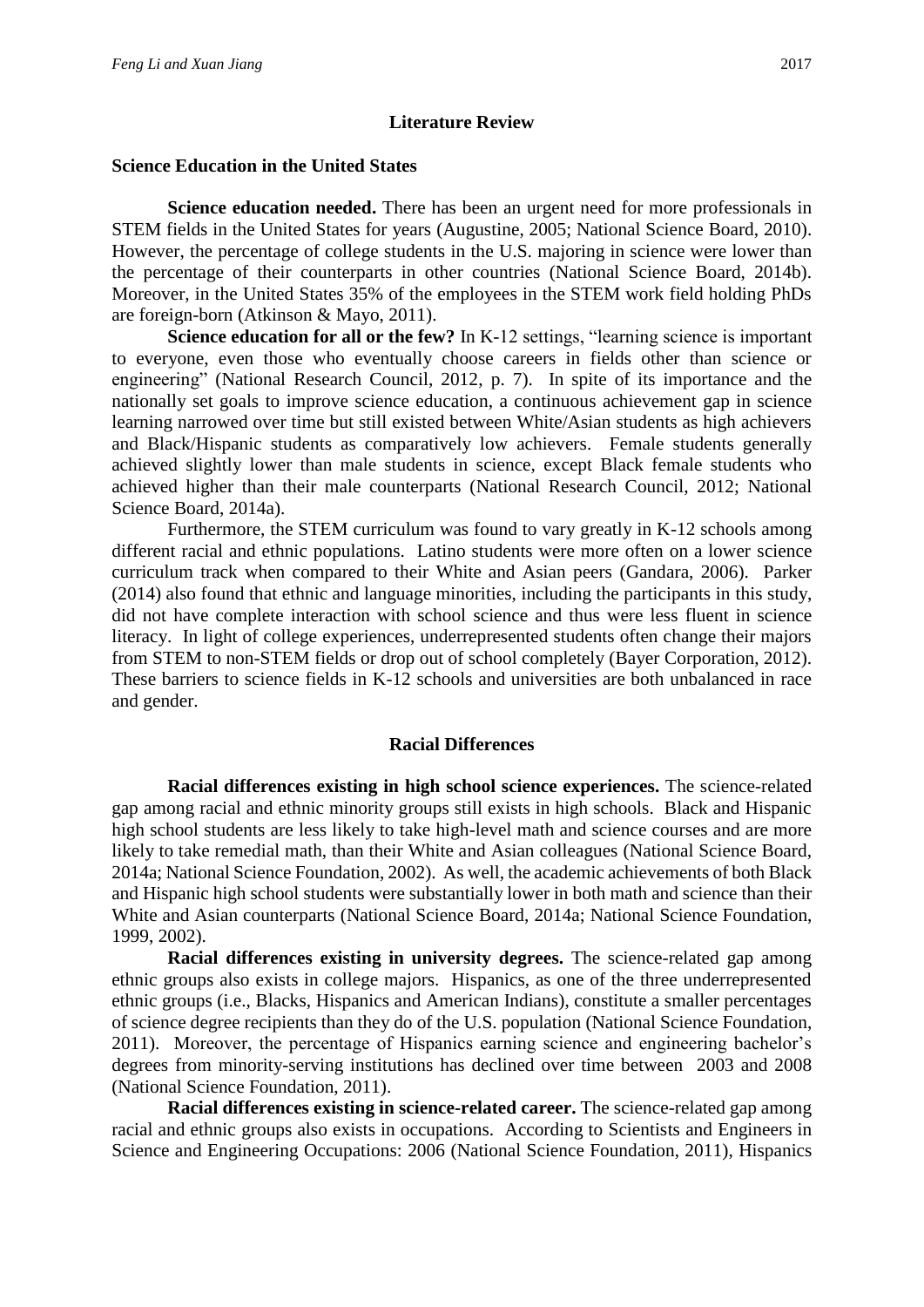## Literature Review

### Science Education in the United States

**Science education needed.** There has been an urgent need for more professionals in STEM fields in the United States for years (Augustine, 2005; National Science Board, 2010). However, the percentage of college students in the U.S. majoring in science were lower than the percentage of their counterparts in other countries (National Science Board, 2014b). Moreover, in the United States 35% of the employees in the STEM work field holding PhDs are foreign-born (Atkinson & Mayo, 2011).

**Science education for all or the few?** In K-12 settings, "learning science is important to everyone, even those who eventually choose careers in fields other than science or engineering" (National Research Council, 2012, p. 7). In spite of its importance and the nationally set goals to improve science education, a continuous achievement gap in science learning narrowed over time but still existed between White/Asian students as high achievers and Black/Hispanic students as comparatively low achievers. Female students generally achieved slightly lower than male students in science, except Black female students who achieved higher than their male counterparts (National Research Council, 2012; National Science Board, 2014a).

Furthermore, the STEM curriculum was found to vary greatly in K-12 schools among different racial and ethnic populations. Latino students were more often on a lower science curriculum track when compared to their White and Asian peers (Gandara, 2006). Parker (2014) also found that ethnic and language minorities, including the participants in this study, did not have complete interaction with school science and thus were less fluent in science literacy. In light of college experiences, underrepresented students often change their majors from STEM to non-STEM fields or drop out of school completely (Bayer Corporation, 2012). These barriers to science fields in K-12 schools and universities are both unbalanced in race and gender.

### Racial Differences

**Racial differences existing in high school science experiences.** The science-related gap among racial and ethnic minority groups still exists in high schools. Black and Hispanic high school students are less likely to take high-level math and science courses and are more likely to take remedial math, than their White and Asian colleagues (National Science Board, 2014a; National Science Foundation, 2002). As well, the academic achievements of both Black and Hispanic high school students were substantially lower in both math and science than their White and Asian counterparts (National Science Board, 2014a; National Science Foundation, 1999, 2002).

**Racial differences existing in university degrees.** The science-related gap among ethnic groups also exists in college majors. Hispanics, as one of the three underrepresented ethnic groups (i.e., Blacks, Hispanics and American Indians), constitute a smaller percentages of science degree recipients than they do of the U.S. population (National Science Foundation, 2011). Moreover, the percentage of Hispanics earning science and engineering bachelor's degrees from minority-serving institutions has declined over time between 2003 and 2008 (National Science Foundation, 2011).

**Racial differences existing in science-related career.** The science-related gap among racial and ethnic groups also exists in occupations. According to Scientists and Engineers in Science and Engineering Occupations: 2006 (National Science Foundation, 2011), Hispanics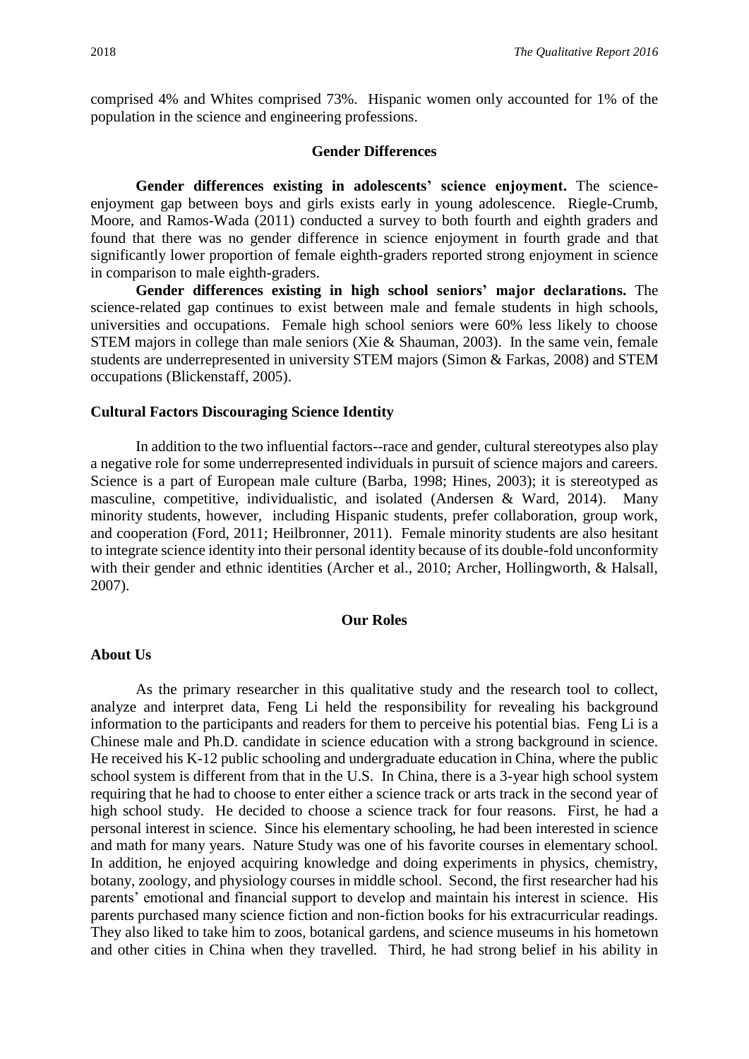comprised 4% and Whites comprised 73%. Hispanic women only accounted for 1% of the population in the science and engineering professions.

## Gender Differences

**Gender differences existing in adolescents' science enjoyment.** The science-enjoyment gap between boys and girls exists early in young adolescence. Riegle-Crumb, Moore, and Ramos-Wada (2011) conducted a survey to both fourth and eighth graders and found that there was no gender difference in science enjoyment in fourth grade and that significantly lower proportion of female eighth-graders reported strong enjoyment in science in comparison to male eighth-graders.

**Gender differences existing in high school seniors' major declarations.** The science-related gap continues to exist between male and female students in high schools, universities and occupations. Female high school seniors were 60% less likely to choose STEM majors in college than male seniors (Xie & Shauman, 2003). In the same vein, female students are underrepresented in university STEM majors (Simon & Farkas, 2008) and STEM occupations (Blickenstaff, 2005).

### Cultural Factors Discouraging Science Identity

In addition to the two influential factors--race and gender, cultural stereotypes also play a negative role for some underrepresented individuals in pursuit of science majors and careers. Science is a part of European male culture (Barba, 1998; Hines, 2003); it is stereotyped as masculine, competitive, individualistic, and isolated (Andersen & Ward, 2014). Many minority students, however, including Hispanic students, prefer collaboration, group work, and cooperation (Ford, 2011; Heilbronner, 2011). Female minority students are also hesitant to integrate science identity into their personal identity because of its double-fold unconformity with their gender and ethnic identities (Archer et al., 2010; Archer, Hollingworth, & Halsall, 2007).

## Our Roles

### About Us

As the primary researcher in this qualitative study and the research tool to collect, analyze and interpret data, Feng Li held the responsibility for revealing his background information to the participants and readers for them to perceive his potential bias. Feng Li is a Chinese male and Ph.D. candidate in science education with a strong background in science. He received his K-12 public schooling and undergraduate education in China, where the public school system is different from that in the U.S. In China, there is a 3-year high school system requiring that he had to choose to enter either a science track or arts track in the second year of high school study. He decided to choose a science track for four reasons. First, he had a personal interest in science. Since his elementary schooling, he had been interested in science and math for many years. Nature Study was one of his favorite courses in elementary school. In addition, he enjoyed acquiring knowledge and doing experiments in physics, chemistry, botany, zoology, and physiology courses in middle school. Second, the first researcher had his parents' emotional and financial support to develop and maintain his interest in science. His parents purchased many science fiction and non-fiction books for his extracurricular readings. They also liked to take him to zoos, botanical gardens, and science museums in his hometown and other cities in China when they travelled. Third, he had strong belief in his ability in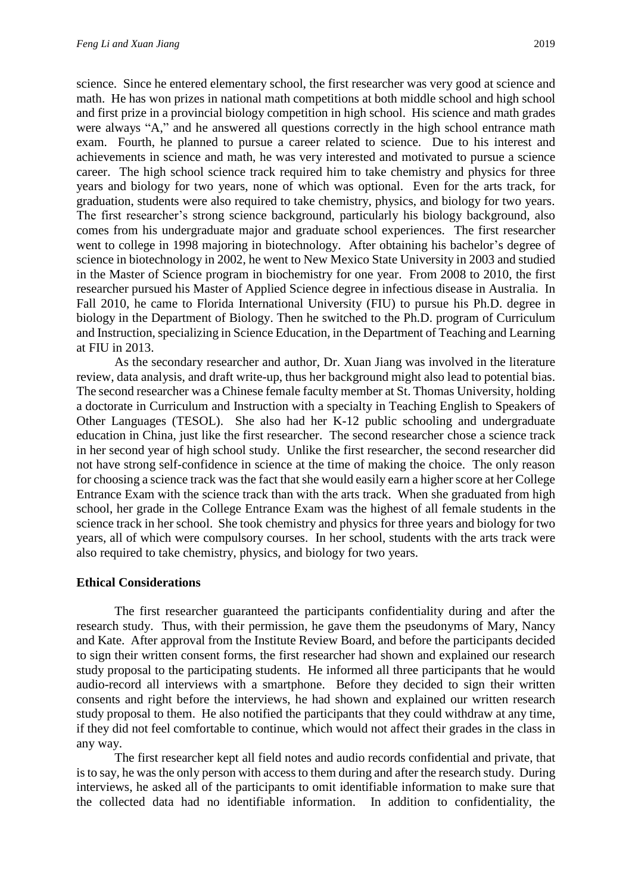science. Since he entered elementary school, the first researcher was very good at science and math. He has won prizes in national math competitions at both middle school and high school and first prize in a provincial biology competition in high school. His science and math grades were always "A," and he answered all questions correctly in the high school entrance math exam. Fourth, he planned to pursue a career related to science. Due to his interest and achievements in science and math, he was very interested and motivated to pursue a science career. The high school science track required him to take chemistry and physics for three years and biology for two years, none of which was optional. Even for the arts track, for graduation, students were also required to take chemistry, physics, and biology for two years. The first researcher's strong science background, particularly his biology background, also comes from his undergraduate major and graduate school experiences. The first researcher went to college in 1998 majoring in biotechnology. After obtaining his bachelor's degree of science in biotechnology in 2002, he went to New Mexico State University in 2003 and studied in the Master of Science program in biochemistry for one year. From 2008 to 2010, the first researcher pursued his Master of Applied Science degree in infectious disease in Australia. In Fall 2010, he came to Florida International University (FIU) to pursue his Ph.D. degree in biology in the Department of Biology. Then he switched to the Ph.D. program of Curriculum and Instruction, specializing in Science Education, in the Department of Teaching and Learning at FIU in 2013.

As the secondary researcher and author, Dr. Xuan Jiang was involved in the literature review, data analysis, and draft write-up, thus her background might also lead to potential bias. The second researcher was a Chinese female faculty member at St. Thomas University, holding a doctorate in Curriculum and Instruction with a specialty in Teaching English to Speakers of Other Languages (TESOL). She also had her K-12 public schooling and undergraduate education in China, just like the first researcher. The second researcher chose a science track in her second year of high school study. Unlike the first researcher, the second researcher did not have strong self-confidence in science at the time of making the choice. The only reason for choosing a science track was the fact that she would easily earn a higher score at her College Entrance Exam with the science track than with the arts track. When she graduated from high school, her grade in the College Entrance Exam was the highest of all female students in the science track in her school. She took chemistry and physics for three years and biology for two years, all of which were compulsory courses. In her school, students with the arts track were also required to take chemistry, physics, and biology for two years.

### Ethical Considerations

The first researcher guaranteed the participants confidentiality during and after the research study. Thus, with their permission, he gave them the pseudonyms of Mary, Nancy and Kate. After approval from the Institute Review Board, and before the participants decided to sign their written consent forms, the first researcher had shown and explained our research study proposal to the participating students. He informed all three participants that he would audio-record all interviews with a smartphone. Before they decided to sign their written consents and right before the interviews, he had shown and explained our written research study proposal to them. He also notified the participants that they could withdraw at any time, if they did not feel comfortable to continue, which would not affect their grades in the class in any way.

The first researcher kept all field notes and audio records confidential and private, that is to say, he was the only person with access to them during and after the research study. During interviews, he asked all of the participants to omit identifiable information to make sure that the collected data had no identifiable information. In addition to confidentiality, the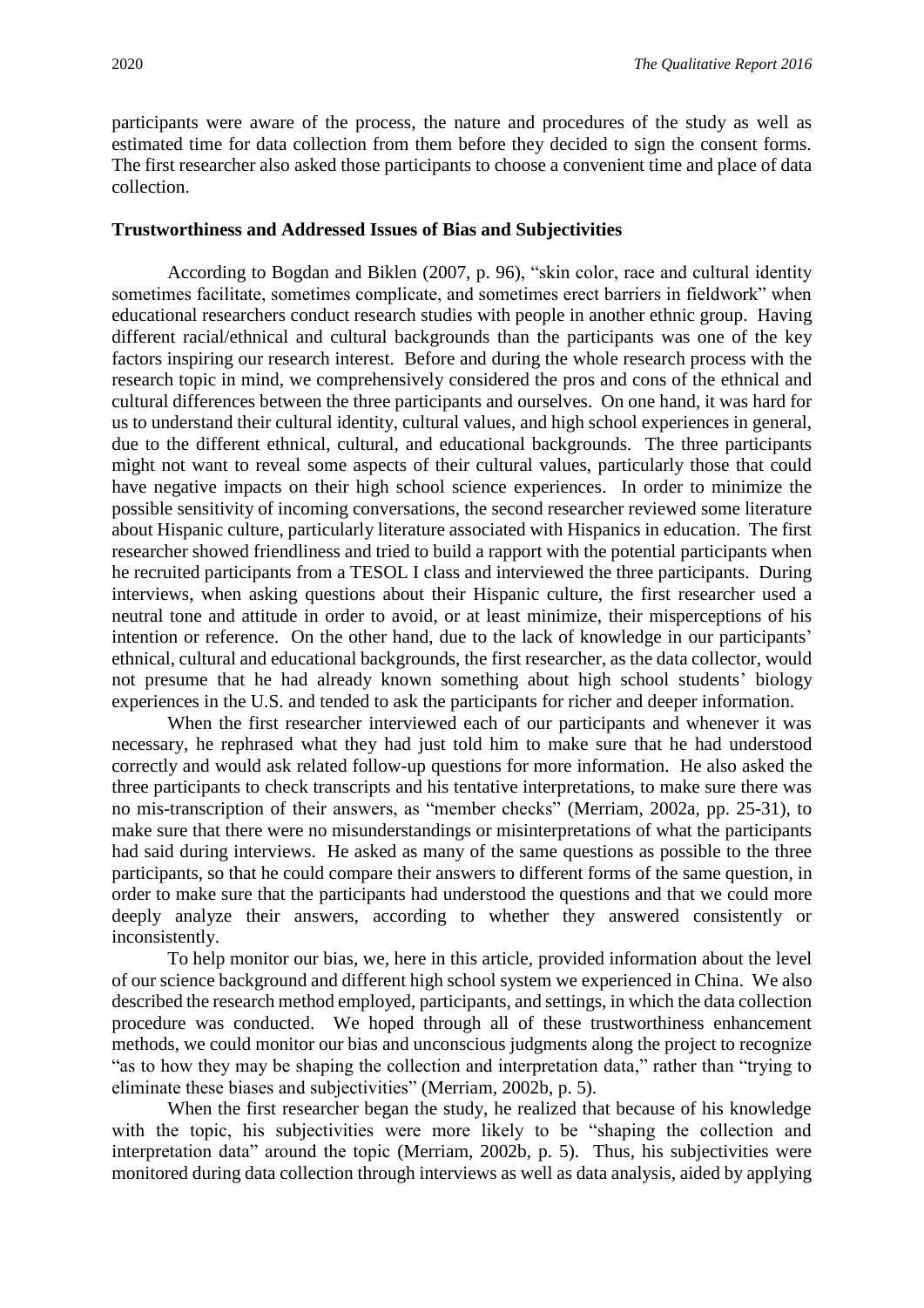participants were aware of the process, the nature and procedures of the study as well as estimated time for data collection from them before they decided to sign the consent forms. The first researcher also asked those participants to choose a convenient time and place of data collection.

## Trustworthiness and Addressed Issues of Bias and Subjectivities

According to Bogdan and Biklen (2007, p. 96), "skin color, race and cultural identity sometimes facilitate, sometimes complicate, and sometimes erect barriers in fieldwork" when educational researchers conduct research studies with people in another ethnic group. Having different racial/ethnical and cultural backgrounds than the participants was one of the key factors inspiring our research interest. Before and during the whole research process with the research topic in mind, we comprehensively considered the pros and cons of the ethnical and cultural differences between the three participants and ourselves. On one hand, it was hard for us to understand their cultural identity, cultural values, and high school experiences in general, due to the different ethnical, cultural, and educational backgrounds. The three participants might not want to reveal some aspects of their cultural values, particularly those that could have negative impacts on their high school science experiences. In order to minimize the possible sensitivity of incoming conversations, the second researcher reviewed some literature about Hispanic culture, particularly literature associated with Hispanics in education. The first researcher showed friendliness and tried to build a rapport with the potential participants when he recruited participants from a TESOL I class and interviewed the three participants. During interviews, when asking questions about their Hispanic culture, the first researcher used a neutral tone and attitude in order to avoid, or at least minimize, their misperceptions of his intention or reference. On the other hand, due to the lack of knowledge in our participants' ethnical, cultural and educational backgrounds, the first researcher, as the data collector, would not presume that he had already known something about high school students' biology experiences in the U.S. and tended to ask the participants for richer and deeper information.

When the first researcher interviewed each of our participants and whenever it was necessary, he rephrased what they had just told him to make sure that he had understood correctly and would ask related follow-up questions for more information. He also asked the three participants to check transcripts and his tentative interpretations, to make sure there was no mis-transcription of their answers, as "member checks" (Merriam, 2002a, pp. 25-31), to make sure that there were no misunderstandings or misinterpretations of what the participants had said during interviews. He asked as many of the same questions as possible to the three participants, so that he could compare their answers to different forms of the same question, in order to make sure that the participants had understood the questions and that we could more deeply analyze their answers, according to whether they answered consistently or inconsistently.

To help monitor our bias, we, here in this article, provided information about the level of our science background and different high school system we experienced in China. We also described the research method employed, participants, and settings, in which the data collection procedure was conducted. We hoped through all of these trustworthiness enhancement methods, we could monitor our bias and unconscious judgments along the project to recognize "as to how they may be shaping the collection and interpretation data," rather than "trying to eliminate these biases and subjectivities" (Merriam, 2002b, p. 5).

When the first researcher began the study, he realized that because of his knowledge with the topic, his subjectivities were more likely to be "shaping the collection and interpretation data" around the topic (Merriam, 2002b, p. 5). Thus, his subjectivities were monitored during data collection through interviews as well as data analysis, aided by applying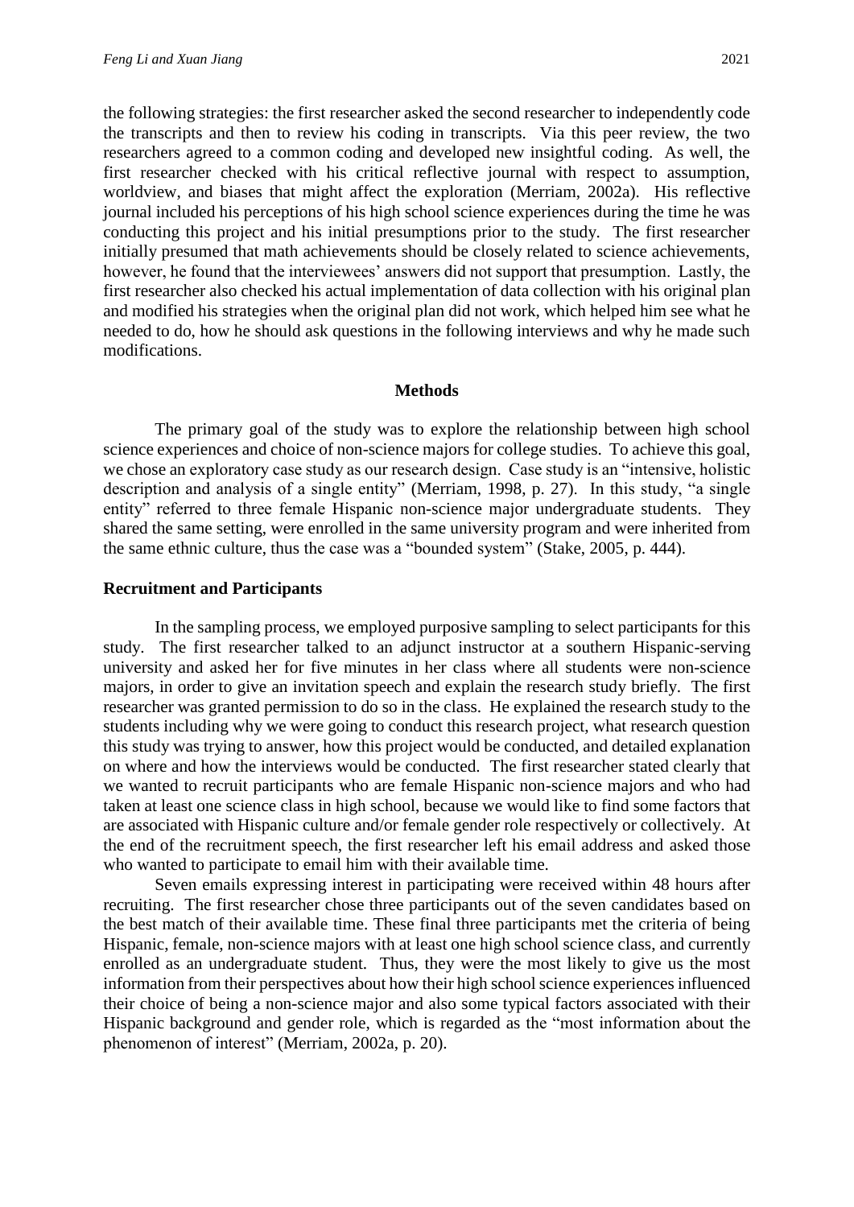the following strategies: the first researcher asked the second researcher to independently code the transcripts and then to review his coding in transcripts. Via this peer review, the two researchers agreed to a common coding and developed new insightful coding. As well, the first researcher checked with his critical reflective journal with respect to assumption, worldview, and biases that might affect the exploration (Merriam, 2002a). His reflective journal included his perceptions of his high school science experiences during the time he was conducting this project and his initial presumptions prior to the study. The first researcher initially presumed that math achievements should be closely related to science achievements, however, he found that the interviewees' answers did not support that presumption. Lastly, the first researcher also checked his actual implementation of data collection with his original plan and modified his strategies when the original plan did not work, which helped him see what he needed to do, how he should ask questions in the following interviews and why he made such modifications.

## Methods

The primary goal of the study was to explore the relationship between high school science experiences and choice of non-science majors for college studies. To achieve this goal, we chose an exploratory case study as our research design. Case study is an "intensive, holistic description and analysis of a single entity" (Merriam, 1998, p. 27). In this study, "a single entity" referred to three female Hispanic non-science major undergraduate students. They shared the same setting, were enrolled in the same university program and were inherited from the same ethnic culture, thus the case was a "bounded system" (Stake, 2005, p. 444).

### Recruitment and Participants

In the sampling process, we employed purposive sampling to select participants for this study. The first researcher talked to an adjunct instructor at a southern Hispanic-serving university and asked her for five minutes in her class where all students were non-science majors, in order to give an invitation speech and explain the research study briefly. The first researcher was granted permission to do so in the class. He explained the research study to the students including why we were going to conduct this research project, what research question this study was trying to answer, how this project would be conducted, and detailed explanation on where and how the interviews would be conducted. The first researcher stated clearly that we wanted to recruit participants who are female Hispanic non-science majors and who had taken at least one science class in high school, because we would like to find some factors that are associated with Hispanic culture and/or female gender role respectively or collectively. At the end of the recruitment speech, the first researcher left his email address and asked those who wanted to participate to email him with their available time.

Seven emails expressing interest in participating were received within 48 hours after recruiting. The first researcher chose three participants out of the seven candidates based on the best match of their available time. These final three participants met the criteria of being Hispanic, female, non-science majors with at least one high school science class, and currently enrolled as an undergraduate student. Thus, they were the most likely to give us the most information from their perspectives about how their high school science experiences influenced their choice of being a non-science major and also some typical factors associated with their Hispanic background and gender role, which is regarded as the "most information about the phenomenon of interest" (Merriam, 2002a, p. 20).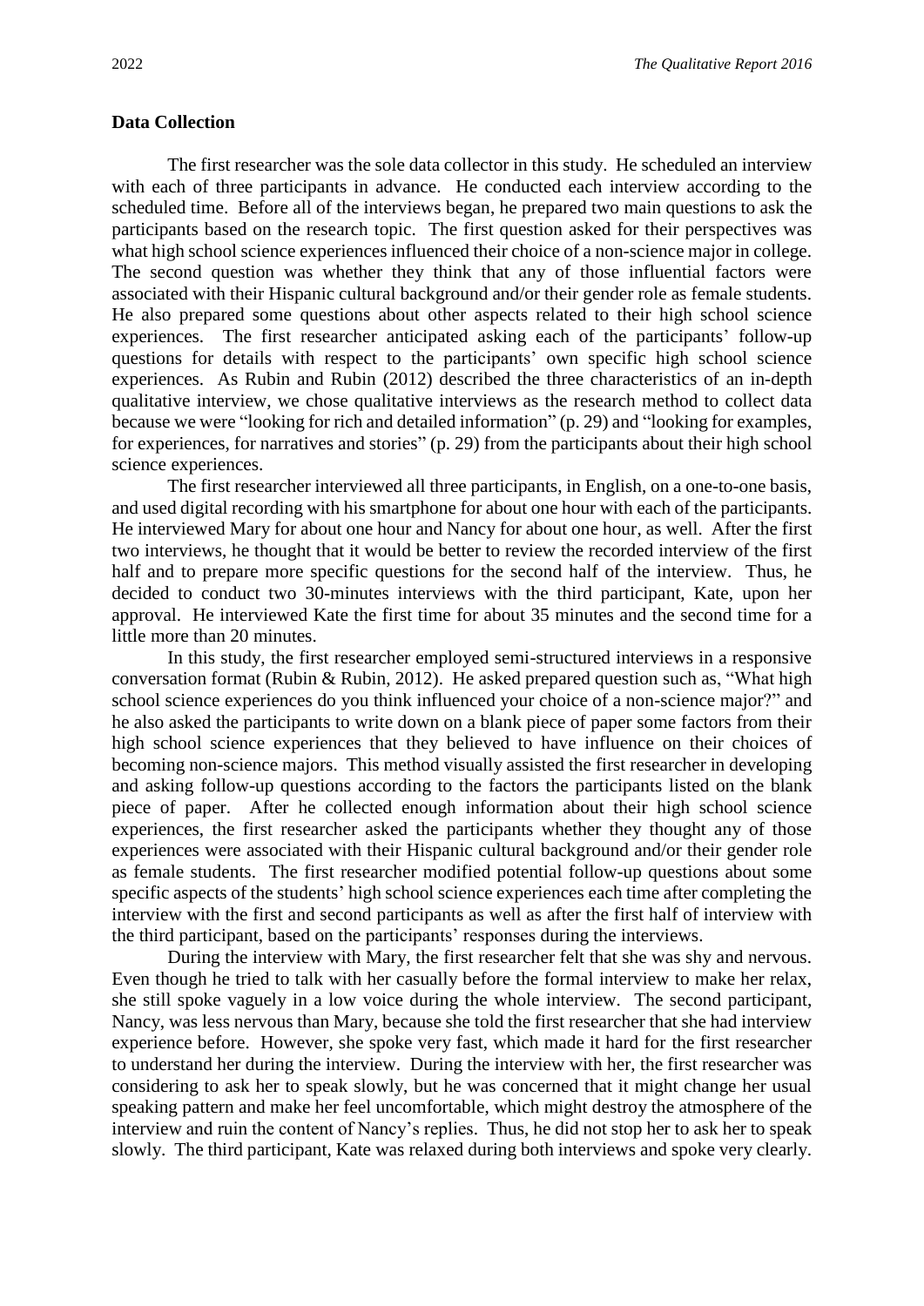## Data Collection

The first researcher was the sole data collector in this study. He scheduled an interview with each of three participants in advance. He conducted each interview according to the scheduled time. Before all of the interviews began, he prepared two main questions to ask the participants based on the research topic. The first question asked for their perspectives was what high school science experiences influenced their choice of a non-science major in college. The second question was whether they think that any of those influential factors were associated with their Hispanic cultural background and/or their gender role as female students. He also prepared some questions about other aspects related to their high school science experiences. The first researcher anticipated asking each of the participants' follow-up questions for details with respect to the participants' own specific high school science experiences. As Rubin and Rubin (2012) described the three characteristics of an in-depth qualitative interview, we chose qualitative interviews as the research method to collect data because we were "looking for rich and detailed information" (p. 29) and "looking for examples, for experiences, for narratives and stories" (p. 29) from the participants about their high school science experiences.

The first researcher interviewed all three participants, in English, on a one-to-one basis, and used digital recording with his smartphone for about one hour with each of the participants. He interviewed Mary for about one hour and Nancy for about one hour, as well. After the first two interviews, he thought that it would be better to review the recorded interview of the first half and to prepare more specific questions for the second half of the interview. Thus, he decided to conduct two 30-minutes interviews with the third participant, Kate, upon her approval. He interviewed Kate the first time for about 35 minutes and the second time for a little more than 20 minutes.

In this study, the first researcher employed semi-structured interviews in a responsive conversation format (Rubin & Rubin, 2012). He asked prepared question such as, "What high school science experiences do you think influenced your choice of a non-science major?" and he also asked the participants to write down on a blank piece of paper some factors from their high school science experiences that they believed to have influence on their choices of becoming non-science majors. This method visually assisted the first researcher in developing and asking follow-up questions according to the factors the participants listed on the blank piece of paper. After he collected enough information about their high school science experiences, the first researcher asked the participants whether they thought any of those experiences were associated with their Hispanic cultural background and/or their gender role as female students. The first researcher modified potential follow-up questions about some specific aspects of the students' high school science experiences each time after completing the interview with the first and second participants as well as after the first half of interview with the third participant, based on the participants' responses during the interviews.

During the interview with Mary, the first researcher felt that she was shy and nervous. Even though he tried to talk with her casually before the formal interview to make her relax, she still spoke vaguely in a low voice during the whole interview. The second participant, Nancy, was less nervous than Mary, because she told the first researcher that she had interview experience before. However, she spoke very fast, which made it hard for the first researcher to understand her during the interview. During the interview with her, the first researcher was considering to ask her to speak slowly, but he was concerned that it might change her usual speaking pattern and make her feel uncomfortable, which might destroy the atmosphere of the interview and ruin the content of Nancy's replies. Thus, he did not stop her to ask her to speak slowly. The third participant, Kate was relaxed during both interviews and spoke very clearly.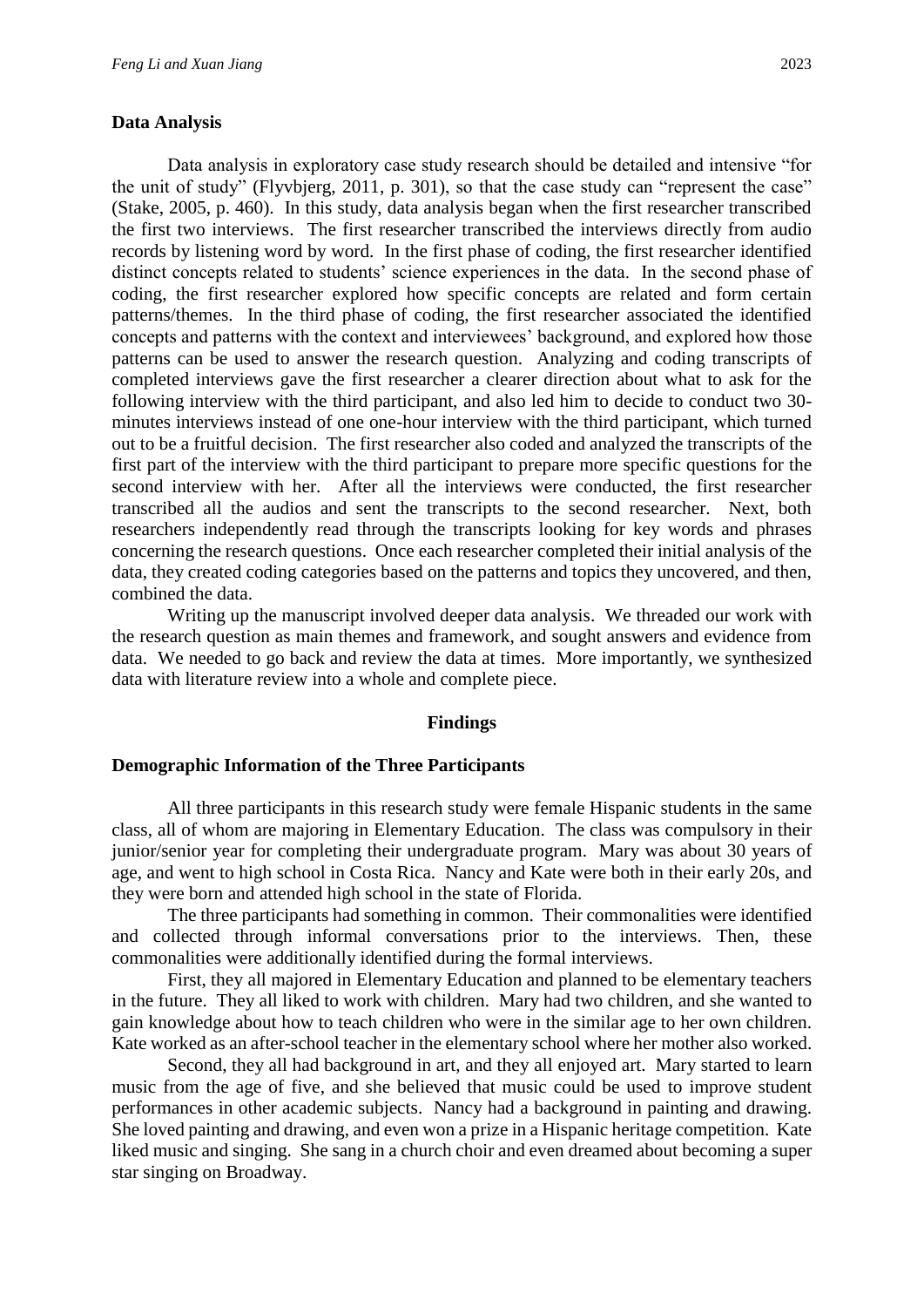### Data Analysis

Data analysis in exploratory case study research should be detailed and intensive "for the unit of study" (Flyvbjerg, 2011, p. 301), so that the case study can "represent the case" (Stake, 2005, p. 460). In this study, data analysis began when the first researcher transcribed the first two interviews. The first researcher transcribed the interviews directly from audio records by listening word by word. In the first phase of coding, the first researcher identified distinct concepts related to students' science experiences in the data. In the second phase of coding, the first researcher explored how specific concepts are related and form certain patterns/themes. In the third phase of coding, the first researcher associated the identified concepts and patterns with the context and interviewees' background, and explored how those patterns can be used to answer the research question. Analyzing and coding transcripts of completed interviews gave the first researcher a clearer direction about what to ask for the following interview with the third participant, and also led him to decide to conduct two 30-minutes interviews instead of one one-hour interview with the third participant, which turned out to be a fruitful decision. The first researcher also coded and analyzed the transcripts of the first part of the interview with the third participant to prepare more specific questions for the second interview with her. After all the interviews were conducted, the first researcher transcribed all the audios and sent the transcripts to the second researcher. Next, both researchers independently read through the transcripts looking for key words and phrases concerning the research questions. Once each researcher completed their initial analysis of the data, they created coding categories based on the patterns and topics they uncovered, and then, combined the data.

Writing up the manuscript involved deeper data analysis. We threaded our work with the research question as main themes and framework, and sought answers and evidence from data. We needed to go back and review the data at times. More importantly, we synthesized data with literature review into a whole and complete piece.

## Findings

### Demographic Information of the Three Participants

All three participants in this research study were female Hispanic students in the same class, all of whom are majoring in Elementary Education. The class was compulsory in their junior/senior year for completing their undergraduate program. Mary was about 30 years of age, and went to high school in Costa Rica. Nancy and Kate were both in their early 20s, and they were born and attended high school in the state of Florida.

The three participants had something in common. Their commonalities were identified and collected through informal conversations prior to the interviews. Then, these commonalities were additionally identified during the formal interviews.

First, they all majored in Elementary Education and planned to be elementary teachers in the future. They all liked to work with children. Mary had two children, and she wanted to gain knowledge about how to teach children who were in the similar age to her own children. Kate worked as an after-school teacher in the elementary school where her mother also worked.

Second, they all had background in art, and they all enjoyed art. Mary started to learn music from the age of five, and she believed that music could be used to improve student performances in other academic subjects. Nancy had a background in painting and drawing. She loved painting and drawing, and even won a prize in a Hispanic heritage competition. Kate liked music and singing. She sang in a church choir and even dreamed about becoming a super star singing on Broadway.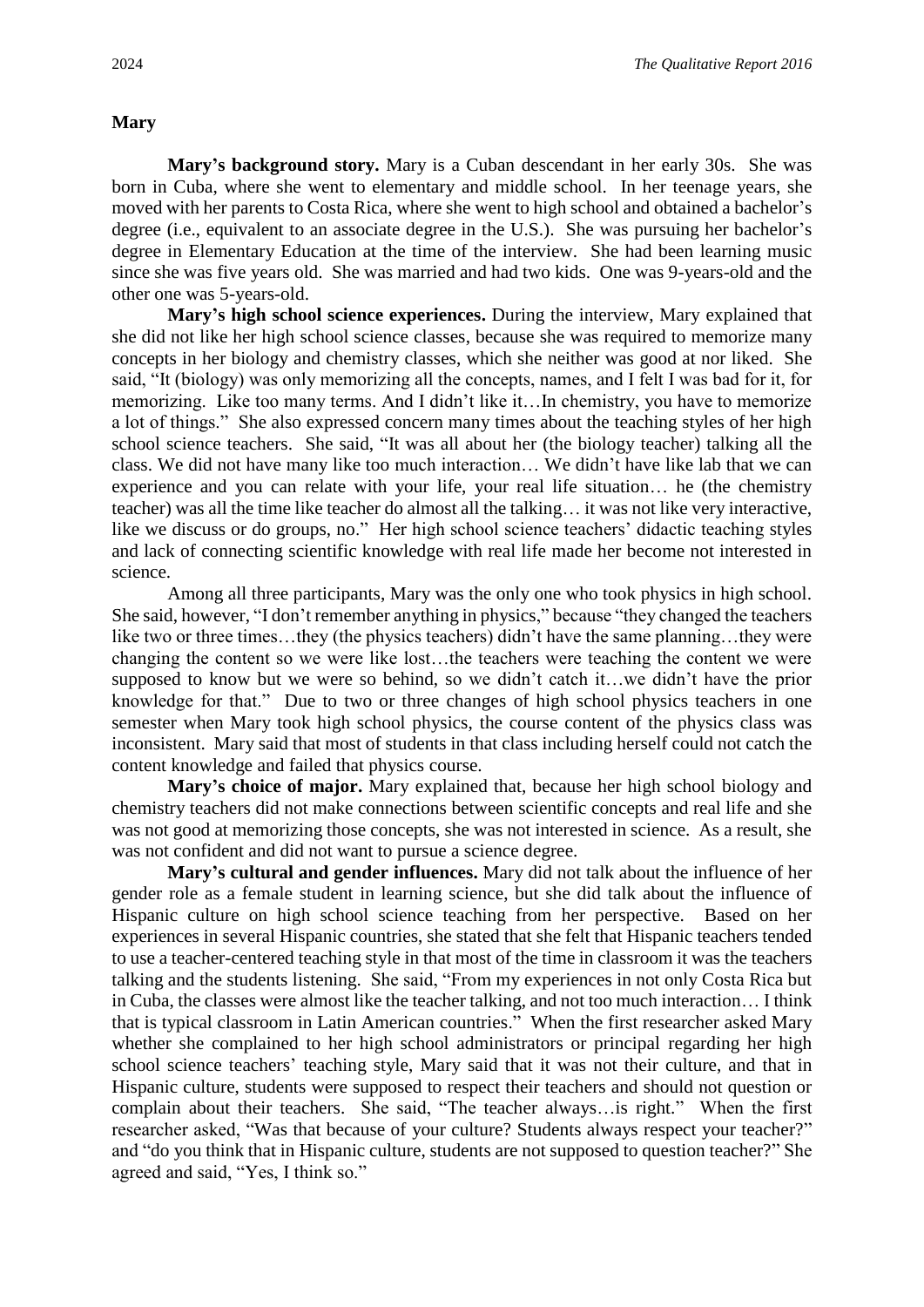**Mary**

**Mary's background story.** Mary is a Cuban descendant in her early 30s. She was born in Cuba, where she went to elementary and middle school. In her teenage years, she moved with her parents to Costa Rica, where she went to high school and obtained a bachelor's degree (i.e., equivalent to an associate degree in the U.S.). She was pursuing her bachelor's degree in Elementary Education at the time of the interview. She had been learning music since she was five years old. She was married and had two kids. One was 9-years-old and the other one was 5-years-old.

**Mary's high school science experiences.** During the interview, Mary explained that she did not like her high school science classes, because she was required to memorize many concepts in her biology and chemistry classes, which she neither was good at nor liked. She said, "It (biology) was only memorizing all the concepts, names, and I felt I was bad for it, for memorizing. Like too many terms. And I didn't like it…In chemistry, you have to memorize a lot of things." She also expressed concern many times about the teaching styles of her high school science teachers. She said, "It was all about her (the biology teacher) talking all the class. We did not have many like too much interaction… We didn't have like lab that we can experience and you can relate with your life, your real life situation… he (the chemistry teacher) was all the time like teacher do almost all the talking… it was not like very interactive, like we discuss or do groups, no." Her high school science teachers' didactic teaching styles and lack of connecting scientific knowledge with real life made her become not interested in science.

Among all three participants, Mary was the only one who took physics in high school. She said, however, "I don't remember anything in physics," because "they changed the teachers like two or three times…they (the physics teachers) didn't have the same planning…they were changing the content so we were like lost…the teachers were teaching the content we were supposed to know but we were so behind, so we didn't catch it…we didn't have the prior knowledge for that." Due to two or three changes of high school physics teachers in one semester when Mary took high school physics, the course content of the physics class was inconsistent. Mary said that most of students in that class including herself could not catch the content knowledge and failed that physics course.

**Mary's choice of major.** Mary explained that, because her high school biology and chemistry teachers did not make connections between scientific concepts and real life and she was not good at memorizing those concepts, she was not interested in science. As a result, she was not confident and did not want to pursue a science degree.

**Mary's cultural and gender influences.** Mary did not talk about the influence of her gender role as a female student in learning science, but she did talk about the influence of Hispanic culture on high school science teaching from her perspective. Based on her experiences in several Hispanic countries, she stated that she felt that Hispanic teachers tended to use a teacher-centered teaching style in that most of the time in classroom it was the teachers talking and the students listening. She said, "From my experiences in not only Costa Rica but in Cuba, the classes were almost like the teacher talking, and not too much interaction… I think that is typical classroom in Latin American countries." When the first researcher asked Mary whether she complained to her high school administrators or principal regarding her high school science teachers' teaching style, Mary said that it was not their culture, and that in Hispanic culture, students were supposed to respect their teachers and should not question or complain about their teachers. She said, "The teacher always…is right." When the first researcher asked, "Was that because of your culture? Students always respect your teacher?" and "do you think that in Hispanic culture, students are not supposed to question teacher?" She agreed and said, "Yes, I think so."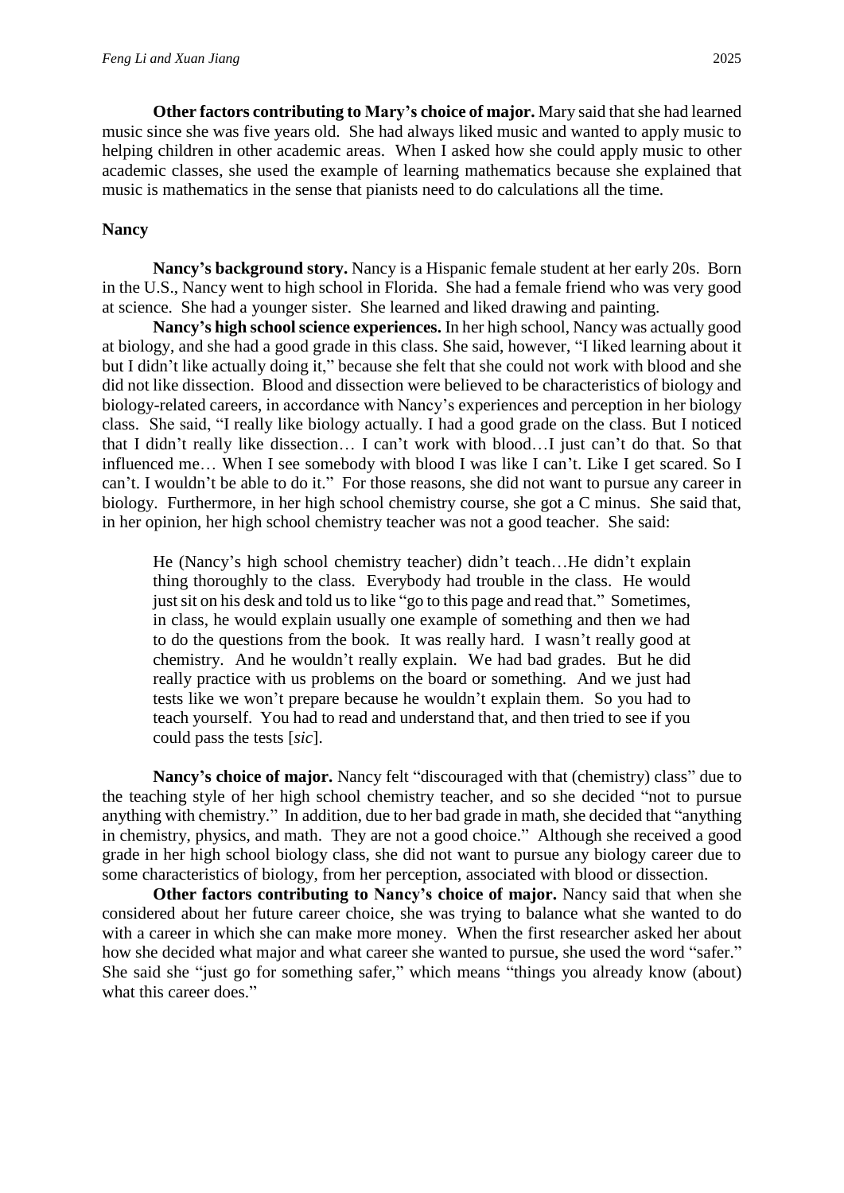**Other factors contributing to Mary's choice of major.** Mary said that she had learned music since she was five years old. She had always liked music and wanted to apply music to helping children in other academic areas. When I asked how she could apply music to other academic classes, she used the example of learning mathematics because she explained that music is mathematics in the sense that pianists need to do calculations all the time.

### Nancy

**Nancy's background story.** Nancy is a Hispanic female student at her early 20s. Born in the U.S., Nancy went to high school in Florida. She had a female friend who was very good at science. She had a younger sister. She learned and liked drawing and painting.

**Nancy's high school science experiences.** In her high school, Nancy was actually good at biology, and she had a good grade in this class. She said, however, "I liked learning about it but I didn't like actually doing it," because she felt that she could not work with blood and she did not like dissection. Blood and dissection were believed to be characteristics of biology and biology-related careers, in accordance with Nancy's experiences and perception in her biology class. She said, "I really like biology actually. I had a good grade on the class. But I noticed that I didn't really like dissection… I can't work with blood…I just can't do that. So that influenced me… When I see somebody with blood I was like I can't. Like I get scared. So I can't. I wouldn't be able to do it." For those reasons, she did not want to pursue any career in biology. Furthermore, in her high school chemistry course, she got a C minus. She said that, in her opinion, her high school chemistry teacher was not a good teacher. She said:

> He (Nancy's high school chemistry teacher) didn't teach…He didn't explain thing thoroughly to the class. Everybody had trouble in the class. He would just sit on his desk and told us to like "go to this page and read that." Sometimes, in class, he would explain usually one example of something and then we had to do the questions from the book. It was really hard. I wasn't really good at chemistry. And he wouldn't really explain. We had bad grades. But he did really practice with us problems on the board or something. And we just had tests like we won't prepare because he wouldn't explain them. So you had to teach yourself. You had to read and understand that, and then tried to see if you could pass the tests [*sic*].

**Nancy's choice of major.** Nancy felt "discouraged with that (chemistry) class" due to the teaching style of her high school chemistry teacher, and so she decided "not to pursue anything with chemistry." In addition, due to her bad grade in math, she decided that "anything in chemistry, physics, and math. They are not a good choice." Although she received a good grade in her high school biology class, she did not want to pursue any biology career due to some characteristics of biology, from her perception, associated with blood or dissection.

**Other factors contributing to Nancy's choice of major.** Nancy said that when she considered about her future career choice, she was trying to balance what she wanted to do with a career in which she can make more money. When the first researcher asked her about how she decided what major and what career she wanted to pursue, she used the word "safer." She said she "just go for something safer," which means "things you already know (about) what this career does."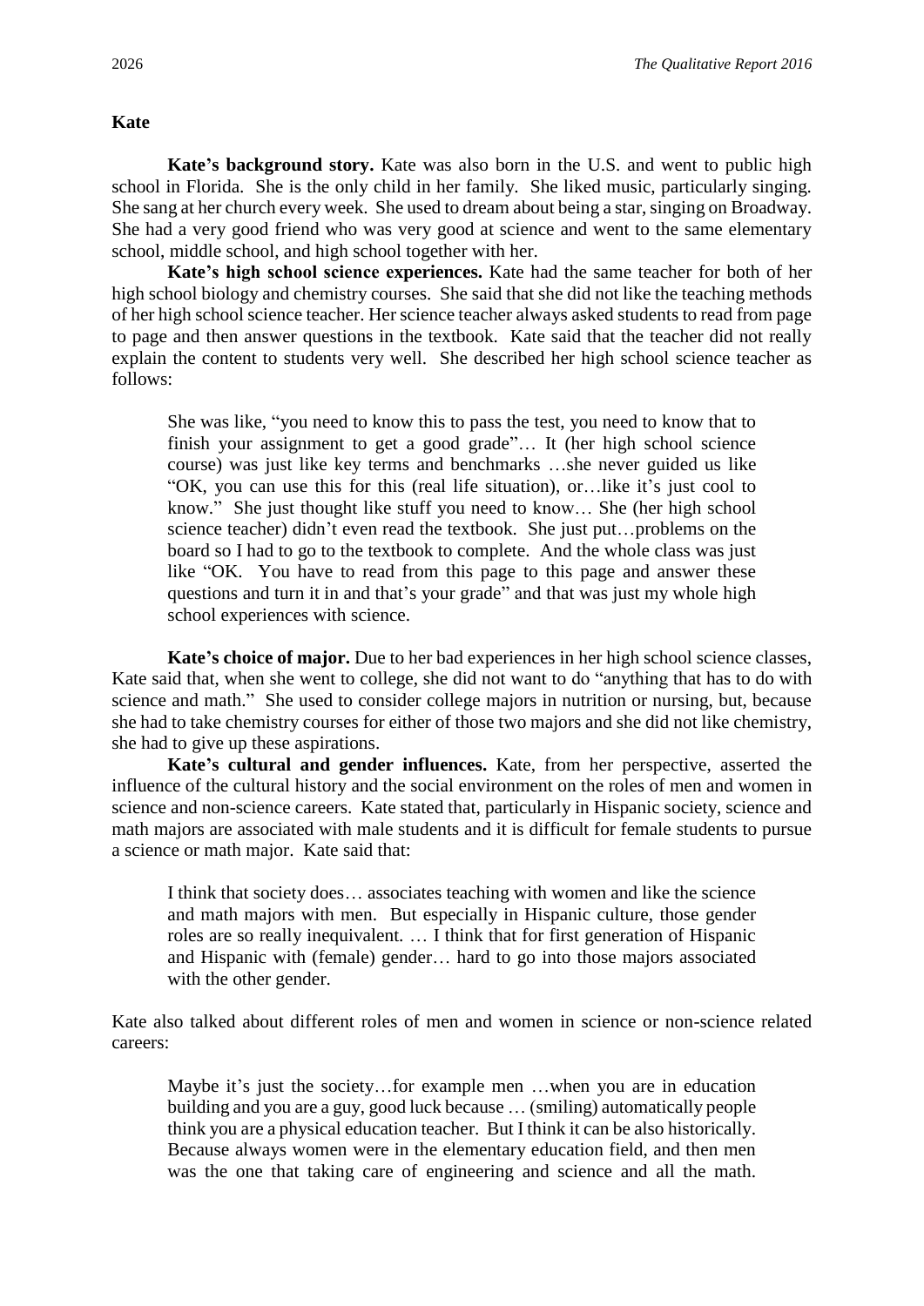### Kate

**Kate's background story.** Kate was also born in the U.S. and went to public high school in Florida. She is the only child in her family. She liked music, particularly singing. She sang at her church every week. She used to dream about being a star, singing on Broadway. She had a very good friend who was very good at science and went to the same elementary school, middle school, and high school together with her.

**Kate's high school science experiences.** Kate had the same teacher for both of her high school biology and chemistry courses. She said that she did not like the teaching methods of her high school science teacher. Her science teacher always asked students to read from page to page and then answer questions in the textbook. Kate said that the teacher did not really explain the content to students very well. She described her high school science teacher as follows:

> She was like, "you need to know this to pass the test, you need to know that to finish your assignment to get a good grade"… It (her high school science course) was just like key terms and benchmarks …she never guided us like "OK, you can use this for this (real life situation), or…like it's just cool to know." She just thought like stuff you need to know… She (her high school science teacher) didn't even read the textbook. She just put…problems on the board so I had to go to the textbook to complete. And the whole class was just like "OK. You have to read from this page to this page and answer these questions and turn it in and that's your grade" and that was just my whole high school experiences with science.

**Kate's choice of major.** Due to her bad experiences in her high school science classes, Kate said that, when she went to college, she did not want to do "anything that has to do with science and math." She used to consider college majors in nutrition or nursing, but, because she had to take chemistry courses for either of those two majors and she did not like chemistry, she had to give up these aspirations.

**Kate's cultural and gender influences.** Kate, from her perspective, asserted the influence of the cultural history and the social environment on the roles of men and women in science and non-science careers. Kate stated that, particularly in Hispanic society, science and math majors are associated with male students and it is difficult for female students to pursue a science or math major. Kate said that:

> I think that society does… associates teaching with women and like the science and math majors with men. But especially in Hispanic culture, those gender roles are so really inequivalent. … I think that for first generation of Hispanic and Hispanic with (female) gender… hard to go into those majors associated with the other gender.

Kate also talked about different roles of men and women in science or non-science related careers:

> Maybe it's just the society…for example men …when you are in education building and you are a guy, good luck because … (smiling) automatically people think you are a physical education teacher. But I think it can be also historically. Because always women were in the elementary education field, and then men was the one that taking care of engineering and science and all the math.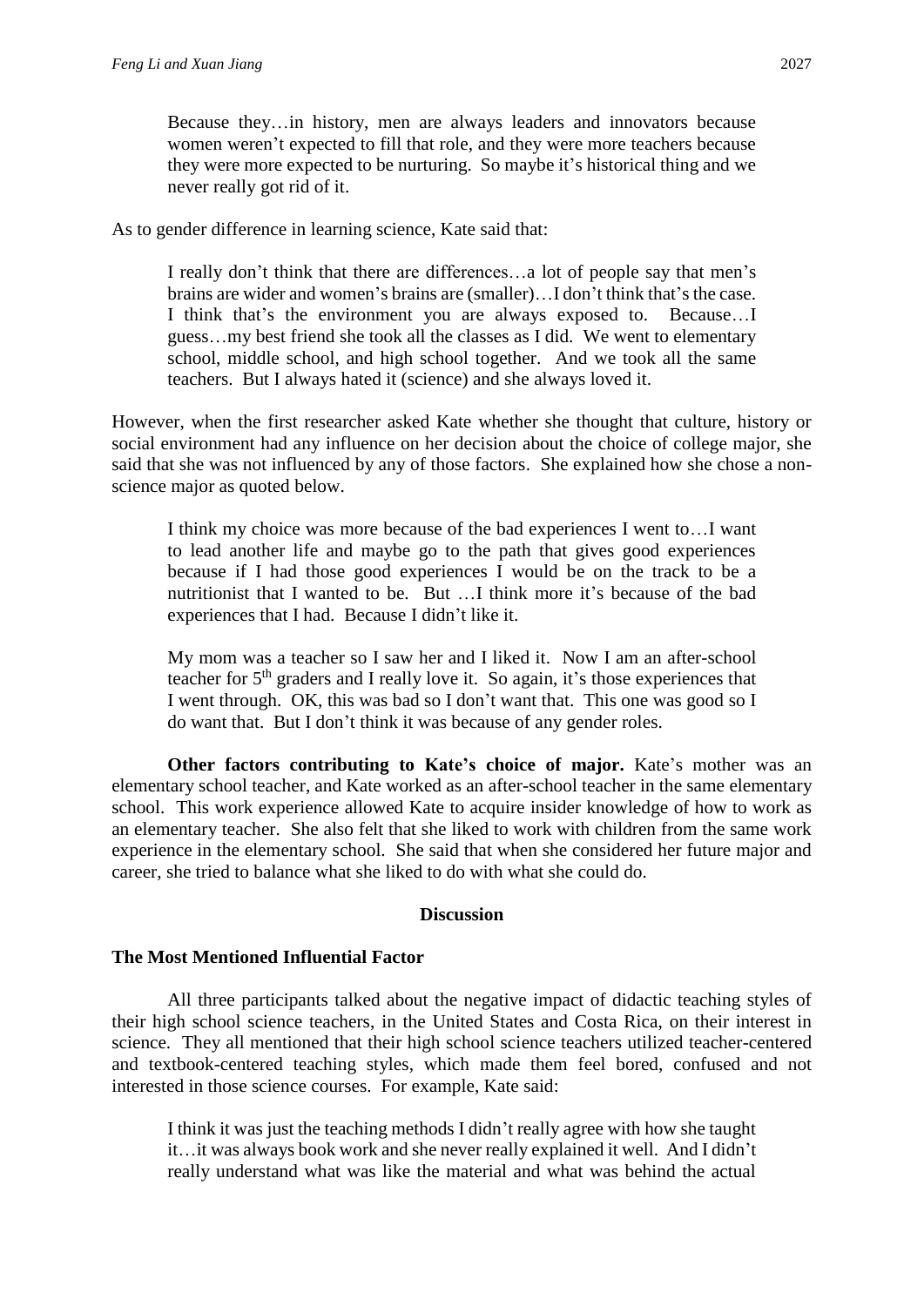> Because they…in history, men are always leaders and innovators because women weren't expected to fill that role, and they were more teachers because they were more expected to be nurturing. So maybe it's historical thing and we never really got rid of it.

As to gender difference in learning science, Kate said that:

> I really don't think that there are differences…a lot of people say that men's brains are wider and women's brains are (smaller)…I don't think that's the case. I think that's the environment you are always exposed to. Because…I guess…my best friend she took all the classes as I did. We went to elementary school, middle school, and high school together. And we took all the same teachers. But I always hated it (science) and she always loved it.

However, when the first researcher asked Kate whether she thought that culture, history or social environment had any influence on her decision about the choice of college major, she said that she was not influenced by any of those factors. She explained how she chose a non-science major as quoted below.

> I think my choice was more because of the bad experiences I went to…I want to lead another life and maybe go to the path that gives good experiences because if I had those good experiences I would be on the track to be a nutritionist that I wanted to be. But …I think more it's because of the bad experiences that I had. Because I didn't like it.
>
> My mom was a teacher so I saw her and I liked it. Now I am an after-school teacher for 5th graders and I really love it. So again, it's those experiences that I went through. OK, this was bad so I don't want that. This one was good so I do want that. But I don't think it was because of any gender roles.

**Other factors contributing to Kate's choice of major.** Kate's mother was an elementary school teacher, and Kate worked as an after-school teacher in the same elementary school. This work experience allowed Kate to acquire insider knowledge of how to work as an elementary teacher. She also felt that she liked to work with children from the same work experience in the elementary school. She said that when she considered her future major and career, she tried to balance what she liked to do with what she could do.

## Discussion

### The Most Mentioned Influential Factor

All three participants talked about the negative impact of didactic teaching styles of their high school science teachers, in the United States and Costa Rica, on their interest in science. They all mentioned that their high school science teachers utilized teacher-centered and textbook-centered teaching styles, which made them feel bored, confused and not interested in those science courses. For example, Kate said:

> I think it was just the teaching methods I didn't really agree with how she taught it…it was always book work and she never really explained it well. And I didn't really understand what was like the material and what was behind the actual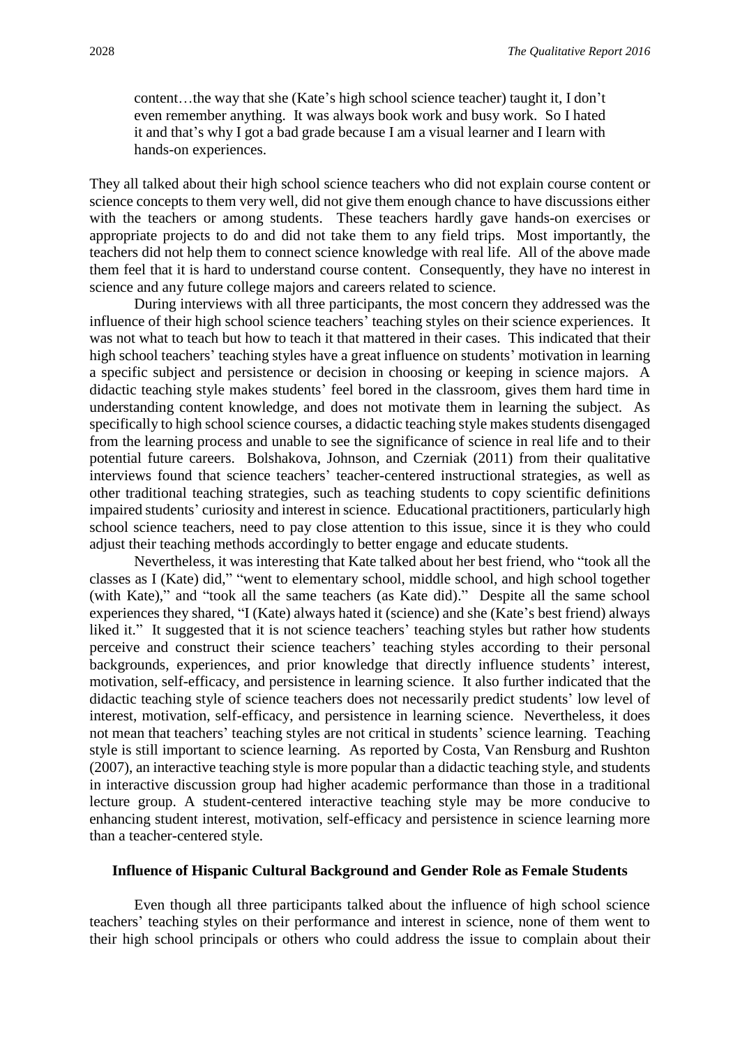> content…the way that she (Kate's high school science teacher) taught it, I don't even remember anything. It was always book work and busy work. So I hated it and that's why I got a bad grade because I am a visual learner and I learn with hands-on experiences.

They all talked about their high school science teachers who did not explain course content or science concepts to them very well, did not give them enough chance to have discussions either with the teachers or among students. These teachers hardly gave hands-on exercises or appropriate projects to do and did not take them to any field trips. Most importantly, the teachers did not help them to connect science knowledge with real life. All of the above made them feel that it is hard to understand course content. Consequently, they have no interest in science and any future college majors and careers related to science.

During interviews with all three participants, the most concern they addressed was the influence of their high school science teachers' teaching styles on their science experiences. It was not what to teach but how to teach it that mattered in their cases. This indicated that their high school teachers' teaching styles have a great influence on students' motivation in learning a specific subject and persistence or decision in choosing or keeping in science majors. A didactic teaching style makes students' feel bored in the classroom, gives them hard time in understanding content knowledge, and does not motivate them in learning the subject. As specifically to high school science courses, a didactic teaching style makes students disengaged from the learning process and unable to see the significance of science in real life and to their potential future careers. Bolshakova, Johnson, and Czerniak (2011) from their qualitative interviews found that science teachers' teacher-centered instructional strategies, as well as other traditional teaching strategies, such as teaching students to copy scientific definitions impaired students' curiosity and interest in science. Educational practitioners, particularly high school science teachers, need to pay close attention to this issue, since it is they who could adjust their teaching methods accordingly to better engage and educate students.

Nevertheless, it was interesting that Kate talked about her best friend, who "took all the classes as I (Kate) did," "went to elementary school, middle school, and high school together (with Kate)," and "took all the same teachers (as Kate did)." Despite all the same school experiences they shared, "I (Kate) always hated it (science) and she (Kate's best friend) always liked it." It suggested that it is not science teachers' teaching styles but rather how students perceive and construct their science teachers' teaching styles according to their personal backgrounds, experiences, and prior knowledge that directly influence students' interest, motivation, self-efficacy, and persistence in learning science. It also further indicated that the didactic teaching style of science teachers does not necessarily predict students' low level of interest, motivation, self-efficacy, and persistence in learning science. Nevertheless, it does not mean that teachers' teaching styles are not critical in students' science learning. Teaching style is still important to science learning. As reported by Costa, Van Rensburg and Rushton (2007), an interactive teaching style is more popular than a didactic teaching style, and students in interactive discussion group had higher academic performance than those in a traditional lecture group. A student-centered interactive teaching style may be more conducive to enhancing student interest, motivation, self-efficacy and persistence in science learning more than a teacher-centered style.

### Influence of Hispanic Cultural Background and Gender Role as Female Students

Even though all three participants talked about the influence of high school science teachers' teaching styles on their performance and interest in science, none of them went to their high school principals or others who could address the issue to complain about their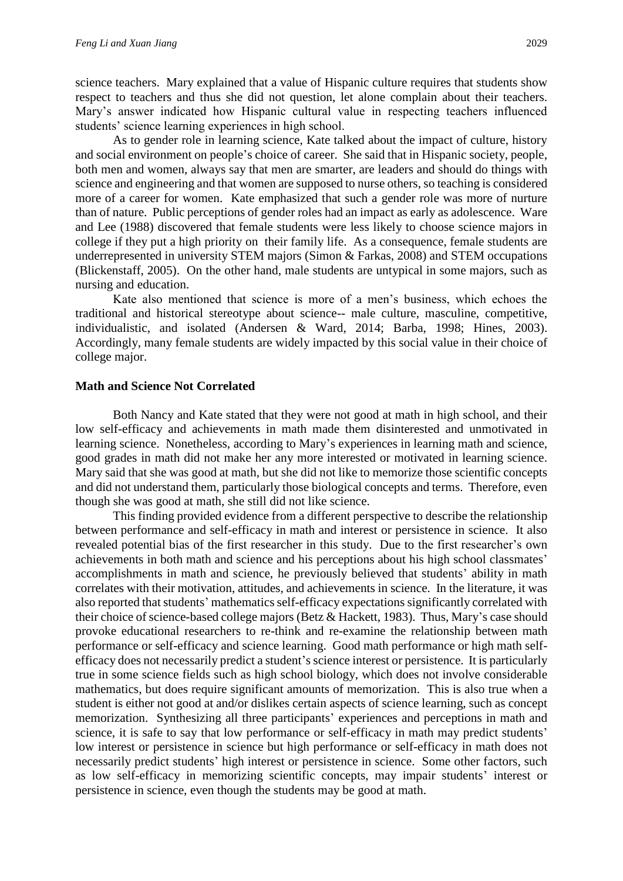science teachers. Mary explained that a value of Hispanic culture requires that students show respect to teachers and thus she did not question, let alone complain about their teachers. Mary's answer indicated how Hispanic cultural value in respecting teachers influenced students' science learning experiences in high school.

As to gender role in learning science, Kate talked about the impact of culture, history and social environment on people's choice of career. She said that in Hispanic society, people, both men and women, always say that men are smarter, are leaders and should do things with science and engineering and that women are supposed to nurse others, so teaching is considered more of a career for women. Kate emphasized that such a gender role was more of nurture than of nature. Public perceptions of gender roles had an impact as early as adolescence. Ware and Lee (1988) discovered that female students were less likely to choose science majors in college if they put a high priority on their family life. As a consequence, female students are underrepresented in university STEM majors (Simon & Farkas, 2008) and STEM occupations (Blickenstaff, 2005). On the other hand, male students are untypical in some majors, such as nursing and education.

Kate also mentioned that science is more of a men's business, which echoes the traditional and historical stereotype about science-- male culture, masculine, competitive, individualistic, and isolated (Andersen & Ward, 2014; Barba, 1998; Hines, 2003). Accordingly, many female students are widely impacted by this social value in their choice of college major.

## Math and Science Not Correlated

Both Nancy and Kate stated that they were not good at math in high school, and their low self-efficacy and achievements in math made them disinterested and unmotivated in learning science. Nonetheless, according to Mary's experiences in learning math and science, good grades in math did not make her any more interested or motivated in learning science. Mary said that she was good at math, but she did not like to memorize those scientific concepts and did not understand them, particularly those biological concepts and terms. Therefore, even though she was good at math, she still did not like science.

This finding provided evidence from a different perspective to describe the relationship between performance and self-efficacy in math and interest or persistence in science. It also revealed potential bias of the first researcher in this study. Due to the first researcher's own achievements in both math and science and his perceptions about his high school classmates' accomplishments in math and science, he previously believed that students' ability in math correlates with their motivation, attitudes, and achievements in science. In the literature, it was also reported that students' mathematics self-efficacy expectations significantly correlated with their choice of science-based college majors (Betz & Hackett, 1983). Thus, Mary's case should provoke educational researchers to re-think and re-examine the relationship between math performance or self-efficacy and science learning. Good math performance or high math self-efficacy does not necessarily predict a student's science interest or persistence. It is particularly true in some science fields such as high school biology, which does not involve considerable mathematics, but does require significant amounts of memorization. This is also true when a student is either not good at and/or dislikes certain aspects of science learning, such as concept memorization. Synthesizing all three participants' experiences and perceptions in math and science, it is safe to say that low performance or self-efficacy in math may predict students' low interest or persistence in science but high performance or self-efficacy in math does not necessarily predict students' high interest or persistence in science. Some other factors, such as low self-efficacy in memorizing scientific concepts, may impair students' interest or persistence in science, even though the students may be good at math.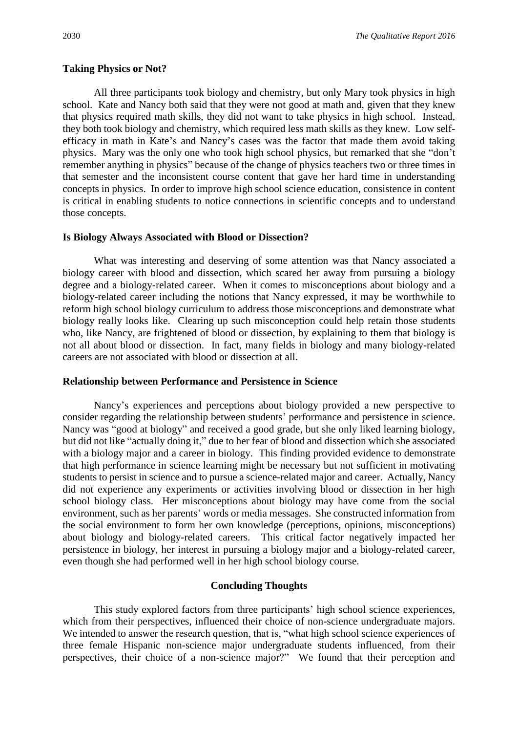**Taking Physics or Not?**

All three participants took biology and chemistry, but only Mary took physics in high school. Kate and Nancy both said that they were not good at math and, given that they knew that physics required math skills, they did not want to take physics in high school. Instead, they both took biology and chemistry, which required less math skills as they knew. Low self-efficacy in math in Kate's and Nancy's cases was the factor that made them avoid taking physics. Mary was the only one who took high school physics, but remarked that she "don't remember anything in physics" because of the change of physics teachers two or three times in that semester and the inconsistent course content that gave her hard time in understanding concepts in physics. In order to improve high school science education, consistence in content is critical in enabling students to notice connections in scientific concepts and to understand those concepts.

**Is Biology Always Associated with Blood or Dissection?**

What was interesting and deserving of some attention was that Nancy associated a biology career with blood and dissection, which scared her away from pursuing a biology degree and a biology-related career. When it comes to misconceptions about biology and a biology-related career including the notions that Nancy expressed, it may be worthwhile to reform high school biology curriculum to address those misconceptions and demonstrate what biology really looks like. Clearing up such misconception could help retain those students who, like Nancy, are frightened of blood or dissection, by explaining to them that biology is not all about blood or dissection. In fact, many fields in biology and many biology-related careers are not associated with blood or dissection at all.

**Relationship between Performance and Persistence in Science**

Nancy's experiences and perceptions about biology provided a new perspective to consider regarding the relationship between students' performance and persistence in science. Nancy was "good at biology" and received a good grade, but she only liked learning biology, but did not like "actually doing it," due to her fear of blood and dissection which she associated with a biology major and a career in biology. This finding provided evidence to demonstrate that high performance in science learning might be necessary but not sufficient in motivating students to persist in science and to pursue a science-related major and career. Actually, Nancy did not experience any experiments or activities involving blood or dissection in her high school biology class. Her misconceptions about biology may have come from the social environment, such as her parents' words or media messages. She constructed information from the social environment to form her own knowledge (perceptions, opinions, misconceptions) about biology and biology-related careers. This critical factor negatively impacted her persistence in biology, her interest in pursuing a biology major and a biology-related career, even though she had performed well in her high school biology course.

## Concluding Thoughts

This study explored factors from three participants' high school science experiences, which from their perspectives, influenced their choice of non-science undergraduate majors. We intended to answer the research question, that is, "what high school science experiences of three female Hispanic non-science major undergraduate students influenced, from their perspectives, their choice of a non-science major?" We found that their perception and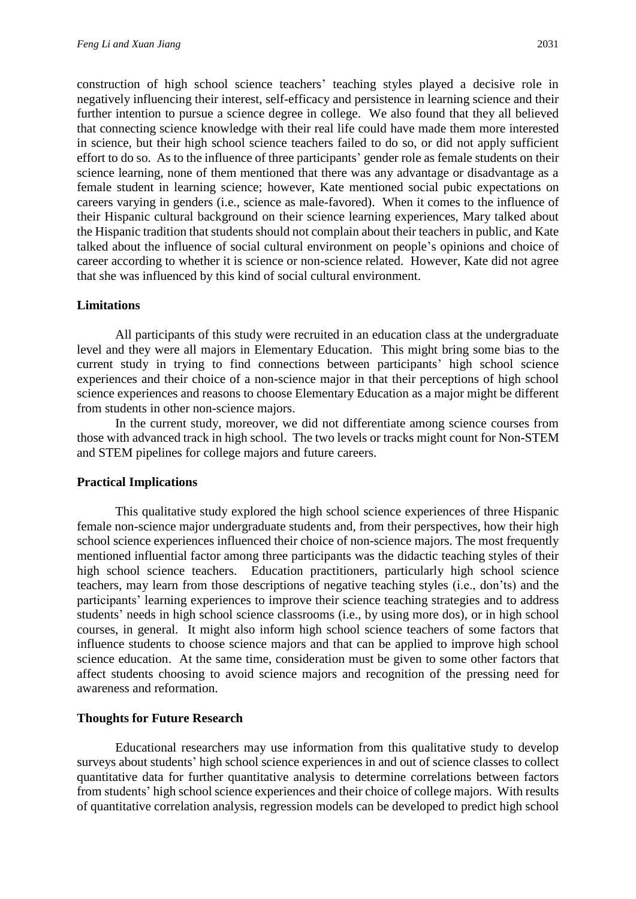construction of high school science teachers' teaching styles played a decisive role in negatively influencing their interest, self-efficacy and persistence in learning science and their further intention to pursue a science degree in college. We also found that they all believed that connecting science knowledge with their real life could have made them more interested in science, but their high school science teachers failed to do so, or did not apply sufficient effort to do so. As to the influence of three participants' gender role as female students on their science learning, none of them mentioned that there was any advantage or disadvantage as a female student in learning science; however, Kate mentioned social pubic expectations on careers varying in genders (i.e., science as male-favored). When it comes to the influence of their Hispanic cultural background on their science learning experiences, Mary talked about the Hispanic tradition that students should not complain about their teachers in public, and Kate talked about the influence of social cultural environment on people's opinions and choice of career according to whether it is science or non-science related. However, Kate did not agree that she was influenced by this kind of social cultural environment.

### Limitations

All participants of this study were recruited in an education class at the undergraduate level and they were all majors in Elementary Education. This might bring some bias to the current study in trying to find connections between participants' high school science experiences and their choice of a non-science major in that their perceptions of high school science experiences and reasons to choose Elementary Education as a major might be different from students in other non-science majors.

In the current study, moreover, we did not differentiate among science courses from those with advanced track in high school. The two levels or tracks might count for Non-STEM and STEM pipelines for college majors and future careers.

### Practical Implications

This qualitative study explored the high school science experiences of three Hispanic female non-science major undergraduate students and, from their perspectives, how their high school science experiences influenced their choice of non-science majors. The most frequently mentioned influential factor among three participants was the didactic teaching styles of their high school science teachers. Education practitioners, particularly high school science teachers, may learn from those descriptions of negative teaching styles (i.e., don'ts) and the participants' learning experiences to improve their science teaching strategies and to address students' needs in high school science classrooms (i.e., by using more dos), or in high school courses, in general. It might also inform high school science teachers of some factors that influence students to choose science majors and that can be applied to improve high school science education. At the same time, consideration must be given to some other factors that affect students choosing to avoid science majors and recognition of the pressing need for awareness and reformation.

### Thoughts for Future Research

Educational researchers may use information from this qualitative study to develop surveys about students' high school science experiences in and out of science classes to collect quantitative data for further quantitative analysis to determine correlations between factors from students' high school science experiences and their choice of college majors. With results of quantitative correlation analysis, regression models can be developed to predict high school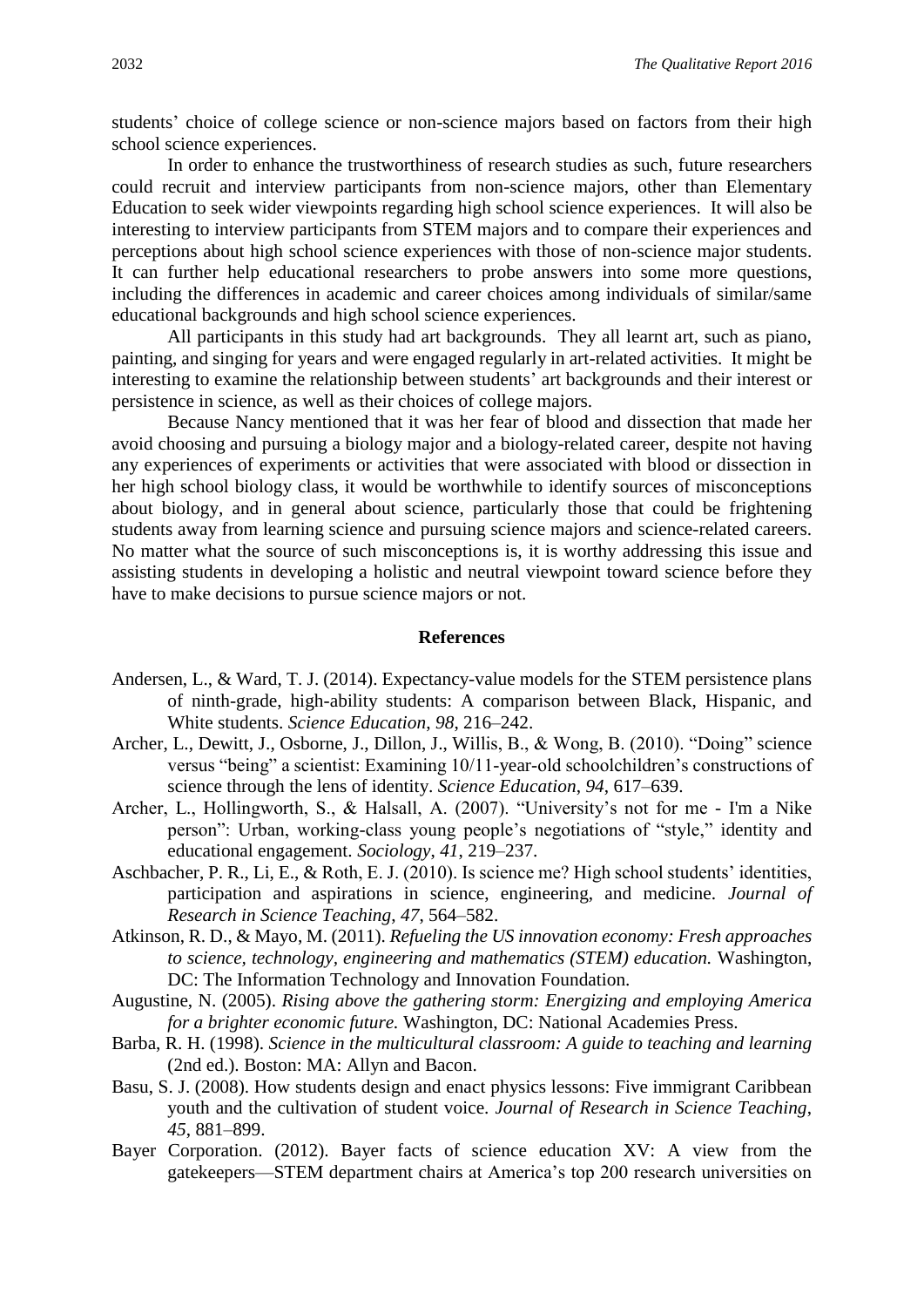students' choice of college science or non-science majors based on factors from their high school science experiences.

In order to enhance the trustworthiness of research studies as such, future researchers could recruit and interview participants from non-science majors, other than Elementary Education to seek wider viewpoints regarding high school science experiences. It will also be interesting to interview participants from STEM majors and to compare their experiences and perceptions about high school science experiences with those of non-science major students. It can further help educational researchers to probe answers into some more questions, including the differences in academic and career choices among individuals of similar/same educational backgrounds and high school science experiences.

All participants in this study had art backgrounds. They all learnt art, such as piano, painting, and singing for years and were engaged regularly in art-related activities. It might be interesting to examine the relationship between students' art backgrounds and their interest or persistence in science, as well as their choices of college majors.

Because Nancy mentioned that it was her fear of blood and dissection that made her avoid choosing and pursuing a biology major and a biology-related career, despite not having any experiences of experiments or activities that were associated with blood or dissection in her high school biology class, it would be worthwhile to identify sources of misconceptions about biology, and in general about science, particularly those that could be frightening students away from learning science and pursuing science majors and science-related careers. No matter what the source of such misconceptions is, it is worthy addressing this issue and assisting students in developing a holistic and neutral viewpoint toward science before they have to make decisions to pursue science majors or not.

## References

Andersen, L., & Ward, T. J. (2014). Expectancy-value models for the STEM persistence plans of ninth-grade, high-ability students: A comparison between Black, Hispanic, and White students. *Science Education*, *98*, 216–242.

Archer, L., Dewitt, J., Osborne, J., Dillon, J., Willis, B., & Wong, B. (2010). "Doing" science versus "being" a scientist: Examining 10/11-year-old schoolchildren's constructions of science through the lens of identity. *Science Education*, *94*, 617–639.

Archer, L., Hollingworth, S., & Halsall, A. (2007). "University's not for me - I'm a Nike person": Urban, working-class young people's negotiations of "style," identity and educational engagement. *Sociology*, *41*, 219–237.

Aschbacher, P. R., Li, E., & Roth, E. J. (2010). Is science me? High school students' identities, participation and aspirations in science, engineering, and medicine. *Journal of Research in Science Teaching*, *47*, 564–582.

Atkinson, R. D., & Mayo, M. (2011). *Refueling the US innovation economy: Fresh approaches to science, technology, engineering and mathematics (STEM) education.* Washington, DC: The Information Technology and Innovation Foundation.

Augustine, N. (2005). *Rising above the gathering storm: Energizing and employing America for a brighter economic future.* Washington, DC: National Academies Press.

Barba, R. H. (1998). *Science in the multicultural classroom: A guide to teaching and learning* (2nd ed.). Boston: MA: Allyn and Bacon.

Basu, S. J. (2008). How students design and enact physics lessons: Five immigrant Caribbean youth and the cultivation of student voice. *Journal of Research in Science Teaching*, *45*, 881–899.

Bayer Corporation. (2012). Bayer facts of science education XV: A view from the gatekeepers—STEM department chairs at America's top 200 research universities on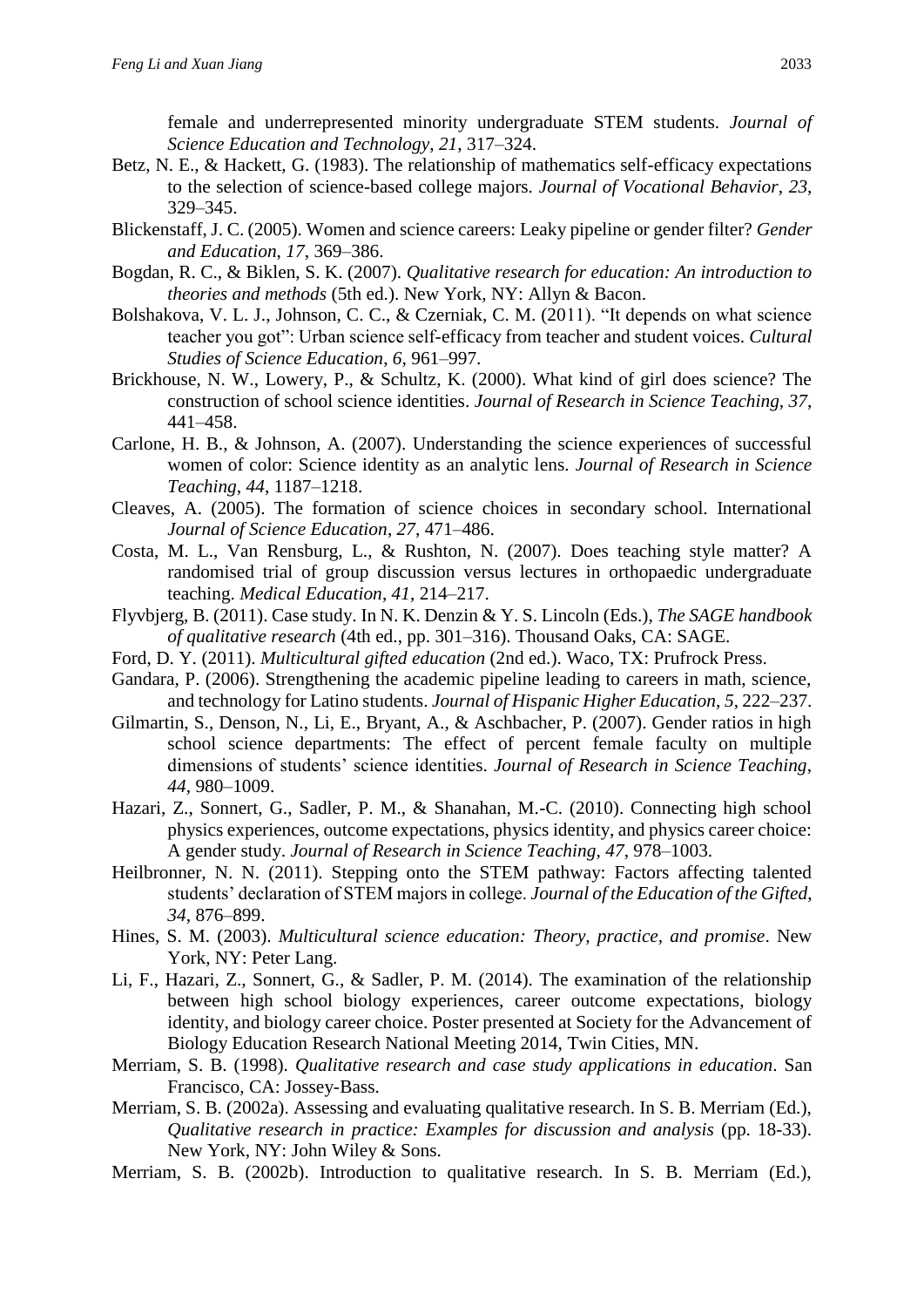female and underrepresented minority undergraduate STEM students. *Journal of Science Education and Technology*, *21*, 317–324.

Betz, N. E., & Hackett, G. (1983). The relationship of mathematics self-efficacy expectations to the selection of science-based college majors. *Journal of Vocational Behavior*, *23*, 329–345.

Blickenstaff, J. C. (2005). Women and science careers: Leaky pipeline or gender filter? *Gender and Education*, *17*, 369–386.

Bogdan, R. C., & Biklen, S. K. (2007). *Qualitative research for education: An introduction to theories and methods* (5th ed.). New York, NY: Allyn & Bacon.

Bolshakova, V. L. J., Johnson, C. C., & Czerniak, C. M. (2011). "It depends on what science teacher you got": Urban science self-efficacy from teacher and student voices. *Cultural Studies of Science Education*, *6*, 961–997.

Brickhouse, N. W., Lowery, P., & Schultz, K. (2000). What kind of girl does science? The construction of school science identities. *Journal of Research in Science Teaching*, *37*, 441–458.

Carlone, H. B., & Johnson, A. (2007). Understanding the science experiences of successful women of color: Science identity as an analytic lens. *Journal of Research in Science Teaching*, *44*, 1187–1218.

Cleaves, A. (2005). The formation of science choices in secondary school. International *Journal of Science Education*, *27*, 471–486.

Costa, M. L., Van Rensburg, L., & Rushton, N. (2007). Does teaching style matter? A randomised trial of group discussion versus lectures in orthopaedic undergraduate teaching. *Medical Education*, *41*, 214–217.

Flyvbjerg, B. (2011). Case study. In N. K. Denzin & Y. S. Lincoln (Eds.), *The SAGE handbook of qualitative research* (4th ed., pp. 301–316). Thousand Oaks, CA: SAGE.

Ford, D. Y. (2011). *Multicultural gifted education* (2nd ed.). Waco, TX: Prufrock Press.

Gandara, P. (2006). Strengthening the academic pipeline leading to careers in math, science, and technology for Latino students. *Journal of Hispanic Higher Education*, *5*, 222–237.

Gilmartin, S., Denson, N., Li, E., Bryant, A., & Aschbacher, P. (2007). Gender ratios in high school science departments: The effect of percent female faculty on multiple dimensions of students' science identities. *Journal of Research in Science Teaching*, *44*, 980–1009.

Hazari, Z., Sonnert, G., Sadler, P. M., & Shanahan, M.-C. (2010). Connecting high school physics experiences, outcome expectations, physics identity, and physics career choice: A gender study. *Journal of Research in Science Teaching*, *47*, 978–1003.

Heilbronner, N. N. (2011). Stepping onto the STEM pathway: Factors affecting talented students' declaration of STEM majors in college. *Journal of the Education of the Gifted*, *34*, 876–899.

Hines, S. M. (2003). *Multicultural science education: Theory, practice, and promise*. New York, NY: Peter Lang.

Li, F., Hazari, Z., Sonnert, G., & Sadler, P. M. (2014). The examination of the relationship between high school biology experiences, career outcome expectations, biology identity, and biology career choice. Poster presented at Society for the Advancement of Biology Education Research National Meeting 2014, Twin Cities, MN.

Merriam, S. B. (1998). *Qualitative research and case study applications in education*. San Francisco, CA: Jossey-Bass.

Merriam, S. B. (2002a). Assessing and evaluating qualitative research. In S. B. Merriam (Ed.), *Qualitative research in practice: Examples for discussion and analysis* (pp. 18-33). New York, NY: John Wiley & Sons.

Merriam, S. B. (2002b). Introduction to qualitative research. In S. B. Merriam (Ed.),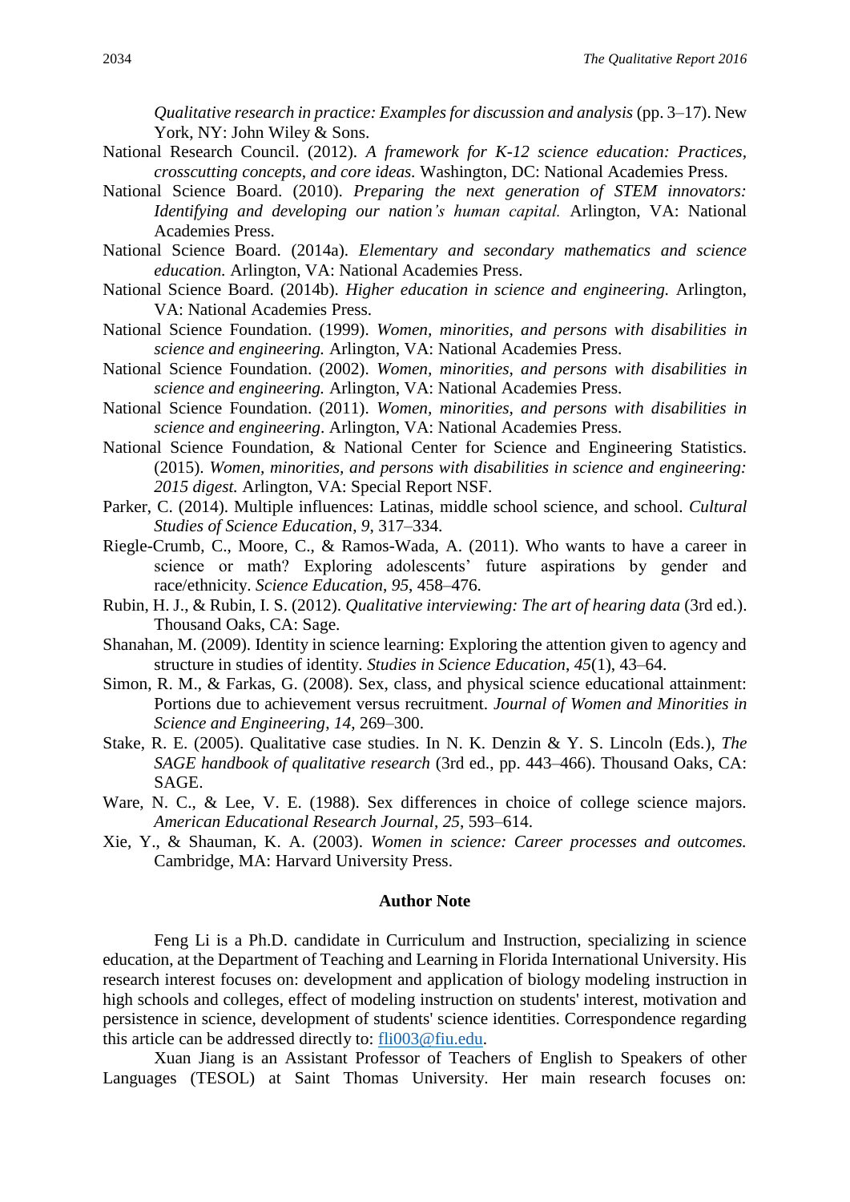*Qualitative research in practice: Examples for discussion and analysis* (pp. 3–17). New York, NY: John Wiley & Sons.

National Research Council. (2012). *A framework for K-12 science education: Practices, crosscutting concepts, and core ideas*. Washington, DC: National Academies Press.

National Science Board. (2010). *Preparing the next generation of STEM innovators: Identifying and developing our nation's human capital.* Arlington, VA: National Academies Press.

National Science Board. (2014a). *Elementary and secondary mathematics and science education.* Arlington, VA: National Academies Press.

National Science Board. (2014b). *Higher education in science and engineering.* Arlington, VA: National Academies Press.

National Science Foundation. (1999). *Women, minorities, and persons with disabilities in science and engineering.* Arlington, VA: National Academies Press.

National Science Foundation. (2002). *Women, minorities, and persons with disabilities in science and engineering.* Arlington, VA: National Academies Press.

National Science Foundation. (2011). *Women, minorities, and persons with disabilities in science and engineering*. Arlington, VA: National Academies Press.

National Science Foundation, & National Center for Science and Engineering Statistics. (2015). *Women, minorities, and persons with disabilities in science and engineering: 2015 digest.* Arlington, VA: Special Report NSF.

Parker, C. (2014). Multiple influences: Latinas, middle school science, and school. *Cultural Studies of Science Education*, *9*, 317–334.

Riegle-Crumb, C., Moore, C., & Ramos-Wada, A. (2011). Who wants to have a career in science or math? Exploring adolescents' future aspirations by gender and race/ethnicity. *Science Education*, *95*, 458–476.

Rubin, H. J., & Rubin, I. S. (2012). *Qualitative interviewing: The art of hearing data* (3rd ed.). Thousand Oaks, CA: Sage.

Shanahan, M. (2009). Identity in science learning: Exploring the attention given to agency and structure in studies of identity. *Studies in Science Education*, *45*(1), 43–64.

Simon, R. M., & Farkas, G. (2008). Sex, class, and physical science educational attainment: Portions due to achievement versus recruitment. *Journal of Women and Minorities in Science and Engineering*, *14*, 269–300.

Stake, R. E. (2005). Qualitative case studies. In N. K. Denzin & Y. S. Lincoln (Eds.), *The SAGE handbook of qualitative research* (3rd ed., pp. 443–466). Thousand Oaks, CA: SAGE.

Ware, N. C., & Lee, V. E. (1988). Sex differences in choice of college science majors. *American Educational Research Journal*, *25*, 593–614.

Xie, Y., & Shauman, K. A. (2003). *Women in science: Career processes and outcomes.* Cambridge, MA: Harvard University Press.

## Author Note

Feng Li is a Ph.D. candidate in Curriculum and Instruction, specializing in science education, at the Department of Teaching and Learning in Florida International University. His research interest focuses on: development and application of biology modeling instruction in high schools and colleges, effect of modeling instruction on students' interest, motivation and persistence in science, development of students' science identities. Correspondence regarding this article can be addressed directly to: fli003@fiu.edu.

Xuan Jiang is an Assistant Professor of Teachers of English to Speakers of other Languages (TESOL) at Saint Thomas University. Her main research focuses on: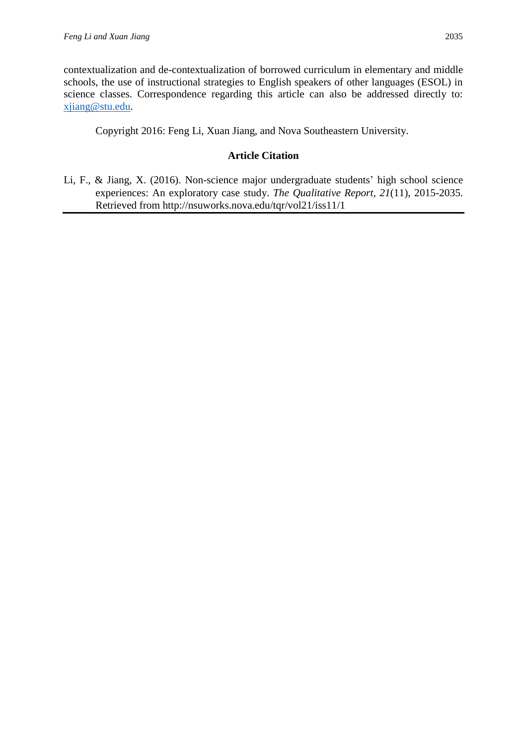contextualization and de-contextualization of borrowed curriculum in elementary and middle schools, the use of instructional strategies to English speakers of other languages (ESOL) in science classes. Correspondence regarding this article can also be addressed directly to: xjiang@stu.edu.

Copyright 2016: Feng Li, Xuan Jiang, and Nova Southeastern University.

## Article Citation

Li, F., & Jiang, X. (2016). Non-science major undergraduate students' high school science experiences: An exploratory case study. *The Qualitative Report*, *21*(11), 2015-2035. Retrieved from http://nsuworks.nova.edu/tqr/vol21/iss11/1